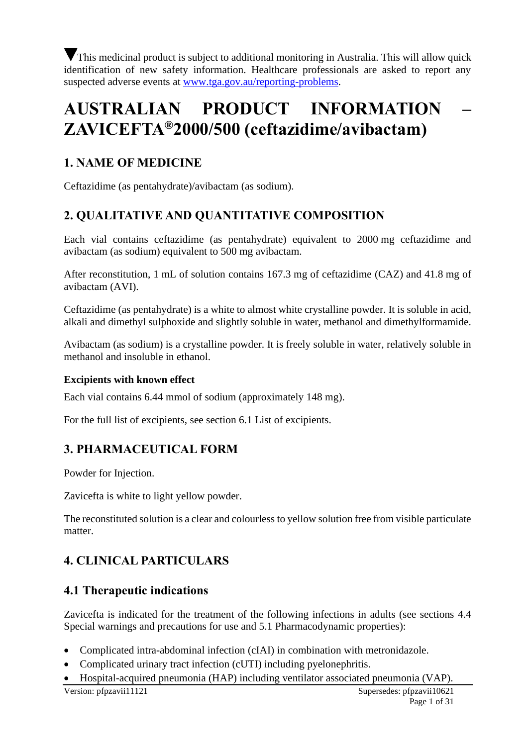▼This medicinal product is subject to additional monitoring in Australia. This will allow quick identification of new safety information. Healthcare professionals are asked to report any suspected adverse events at www.tga.gov.au/reporting-problems.

# AUSTRALIAN PRODUCT INFORMATION – ZAVICEFTA®2000/500 (ceftazidime/avibactam)

## 1. NAME OF MEDICINE

Ceftazidime (as pentahydrate)/avibactam (as sodium).

## 2. QUALITATIVE AND QUANTITATIVE COMPOSITION

Each vial contains ceftazidime (as pentahydrate) equivalent to 2000 mg ceftazidime and avibactam (as sodium) equivalent to 500 mg avibactam.

After reconstitution, 1 mL of solution contains 167.3 mg of ceftazidime (CAZ) and 41.8 mg of avibactam (AVI).

Ceftazidime (as pentahydrate) is a white to almost white crystalline powder. It is soluble in acid, alkali and dimethyl sulphoxide and slightly soluble in water, methanol and dimethylformamide.

Avibactam (as sodium) is a crystalline powder. It is freely soluble in water, relatively soluble in methanol and insoluble in ethanol.

### Excipients with known effect

Each vial contains 6.44 mmol of sodium (approximately 148 mg).

For the full list of excipients, see section 6.1 List of excipients.

## 3. PHARMACEUTICAL FORM

Powder for Injection.

Zavicefta is white to light yellow powder.

The reconstituted solution is a clear and colourless to yellow solution free from visible particulate matter.

## 4. CLINICAL PARTICULARS

### 4.1 Therapeutic indications

Zavicefta is indicated for the treatment of the following infections in adults (see sections 4.4 Special warnings and precautions for use and 5.1 Pharmacodynamic properties):

- Complicated intra-abdominal infection (cIAI) in combination with metronidazole.
- Complicated urinary tract infection (cUTI) including pyelonephritis.
- Hospital-acquired pneumonia (HAP) including ventilator associated pneumonia (VAP).

Version: pfpzavii11121 Supersedes: pfpzavii10621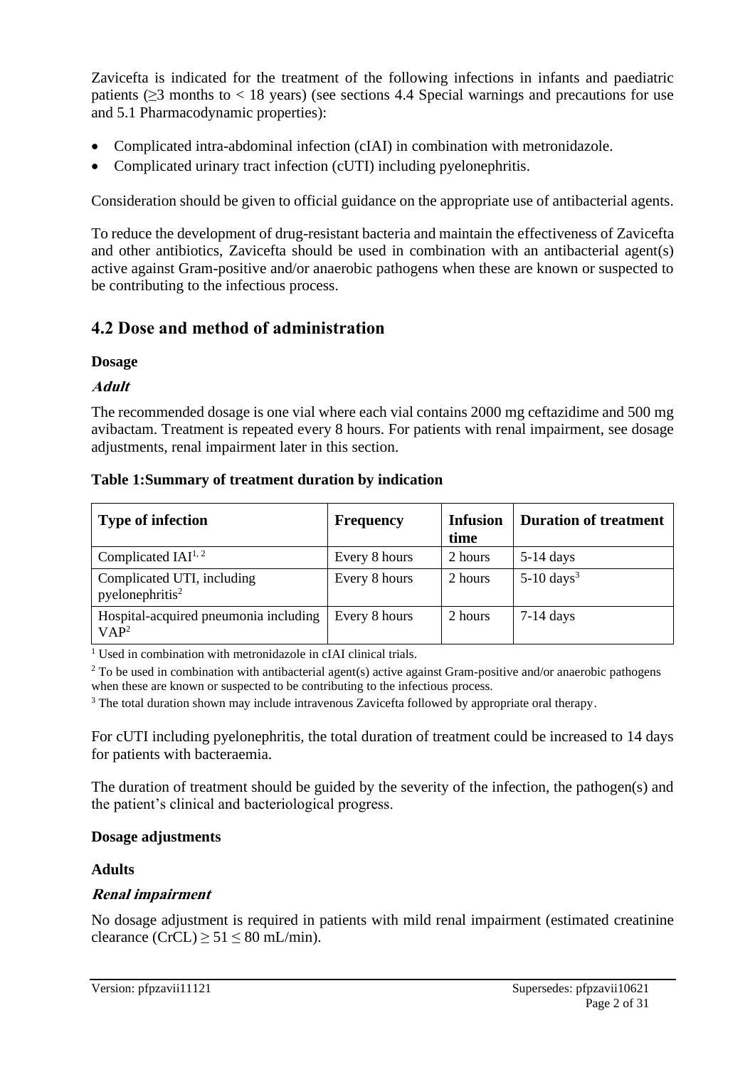Zavicefta is indicated for the treatment of the following infections in infants and paediatric patients (≥3 months to < 18 years) (see sections 4.4 Special warnings and precautions for use and 5.1 Pharmacodynamic properties):

- Complicated intra-abdominal infection (cIAI) in combination with metronidazole.
- Complicated urinary tract infection (cUTI) including pyelonephritis.

Consideration should be given to official guidance on the appropriate use of antibacterial agents.

To reduce the development of drug-resistant bacteria and maintain the effectiveness of Zavicefta and other antibiotics, Zavicefta should be used in combination with an antibacterial agent(s) active against Gram-positive and/or anaerobic pathogens when these are known or suspected to be contributing to the infectious process.

## 4.2 Dose and method of administration

**Dosage**

***Adult***

The recommended dosage is one vial where each vial contains 2000 mg ceftazidime and 500 mg avibactam. Treatment is repeated every 8 hours. For patients with renal impairment, see dosage adjustments, renal impairment later in this section.

**Table 1:Summary of treatment duration by indication**

| Type of infection | Frequency | Infusion time | Duration of treatment |
|---|---|---|---|
| Complicated IAI[1, 2] | Every 8 hours | 2 hours | 5-14 days |
| Complicated UTI, including pyelonephritis[2] | Every 8 hours | 2 hours | 5-10 days[3] |
| Hospital-acquired pneumonia including VAP[2] | Every 8 hours | 2 hours | 7-14 days |

[1] Used in combination with metronidazole in cIAI clinical trials.

[2] To be used in combination with antibacterial agent(s) active against Gram-positive and/or anaerobic pathogens when these are known or suspected to be contributing to the infectious process.

[3] The total duration shown may include intravenous Zavicefta followed by appropriate oral therapy.

For cUTI including pyelonephritis, the total duration of treatment could be increased to 14 days for patients with bacteraemia.

The duration of treatment should be guided by the severity of the infection, the pathogen(s) and the patient's clinical and bacteriological progress.

**Dosage adjustments**

**Adults**

***Renal impairment***

No dosage adjustment is required in patients with mild renal impairment (estimated creatinine clearance (CrCL) ≥ 51 ≤ 80 mL/min).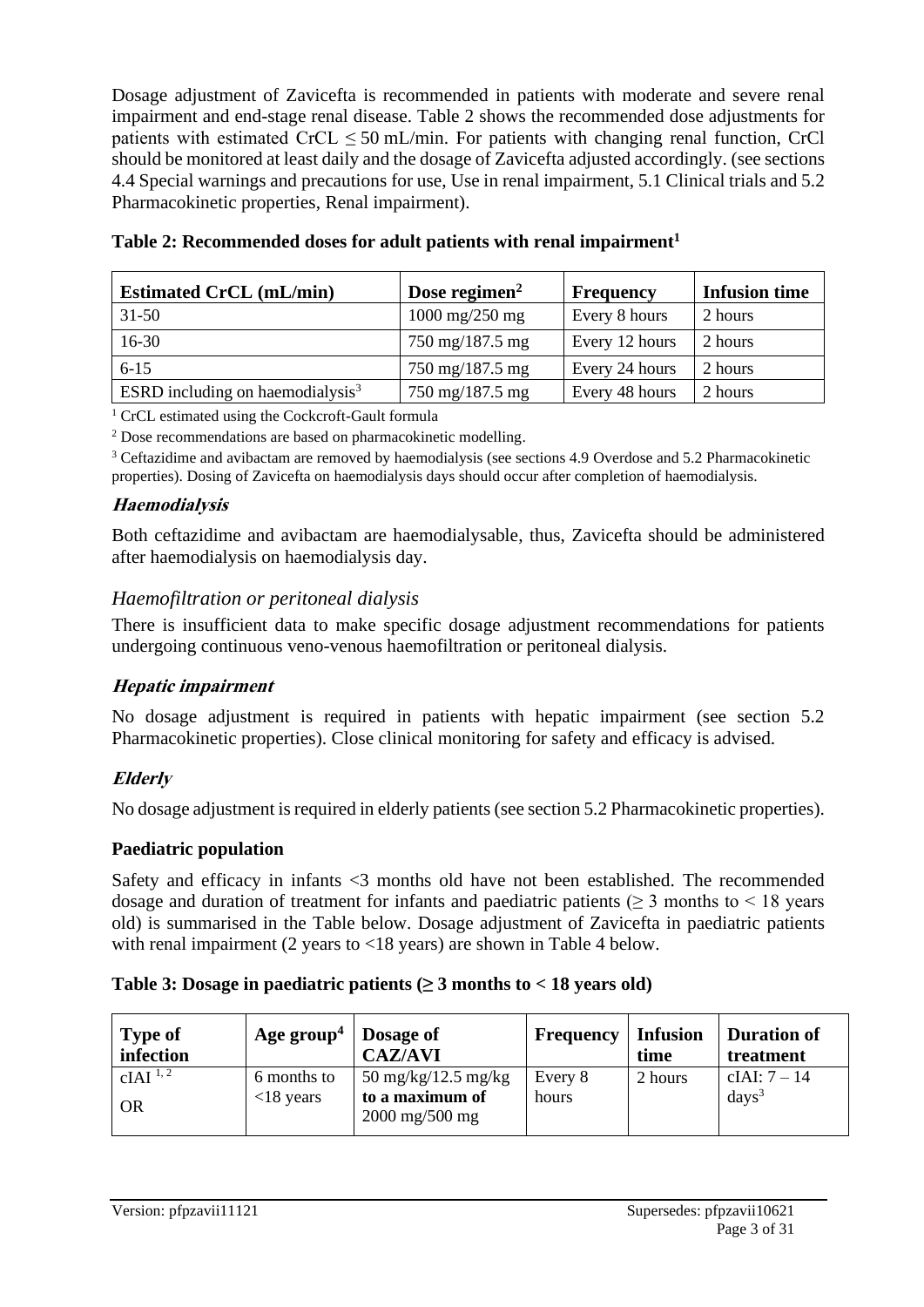Dosage adjustment of Zavicefta is recommended in patients with moderate and severe renal impairment and end-stage renal disease. Table 2 shows the recommended dose adjustments for patients with estimated CrCL ≤ 50 mL/min. For patients with changing renal function, CrCl should be monitored at least daily and the dosage of Zavicefta adjusted accordingly. (see sections 4.4 Special warnings and precautions for use, Use in renal impairment, 5.1 Clinical trials and 5.2 Pharmacokinetic properties, Renal impairment).

**Table 2: Recommended doses for adult patients with renal impairment[1]**

| Estimated CrCL (mL/min) | Dose regimen[2] | Frequency | Infusion time |
|---|---|---|---|
| 31-50 | 1000 mg/250 mg | Every 8 hours | 2 hours |
| 16-30 | 750 mg/187.5 mg | Every 12 hours | 2 hours |
| 6-15 | 750 mg/187.5 mg | Every 24 hours | 2 hours |
| ESRD including on haemodialysis[3] | 750 mg/187.5 mg | Every 48 hours | 2 hours |

[1] CrCL estimated using the Cockcroft-Gault formula

[2] Dose recommendations are based on pharmacokinetic modelling.

[3] Ceftazidime and avibactam are removed by haemodialysis (see sections 4.9 Overdose and 5.2 Pharmacokinetic properties). Dosing of Zavicefta on haemodialysis days should occur after completion of haemodialysis.

***Haemodialysis***

Both ceftazidime and avibactam are haemodialysable, thus, Zavicefta should be administered after haemodialysis on haemodialysis day.

*Haemofiltration or peritoneal dialysis*

There is insufficient data to make specific dosage adjustment recommendations for patients undergoing continuous veno-venous haemofiltration or peritoneal dialysis.

***Hepatic impairment***

No dosage adjustment is required in patients with hepatic impairment (see section 5.2 Pharmacokinetic properties). Close clinical monitoring for safety and efficacy is advised.

***Elderly***

No dosage adjustment is required in elderly patients (see section 5.2 Pharmacokinetic properties).

**Paediatric population**

Safety and efficacy in infants <3 months old have not been established. The recommended dosage and duration of treatment for infants and paediatric patients (≥ 3 months to < 18 years old) is summarised in the Table below. Dosage adjustment of Zavicefta in paediatric patients with renal impairment (2 years to <18 years) are shown in Table 4 below.

**Table 3: Dosage in paediatric patients (≥ 3 months to < 18 years old)**

| Type of infection | Age group[4] | Dosage of CAZ/AVI | Frequency | Infusion time | Duration of treatment |
|---|---|---|---|---|---|
| cIAI [1, 2] OR | 6 months to <18 years | 50 mg/kg/12.5 mg/kg **to a maximum of** 2000 mg/500 mg | Every 8 hours | 2 hours | cIAI: 7 – 14 days[3] |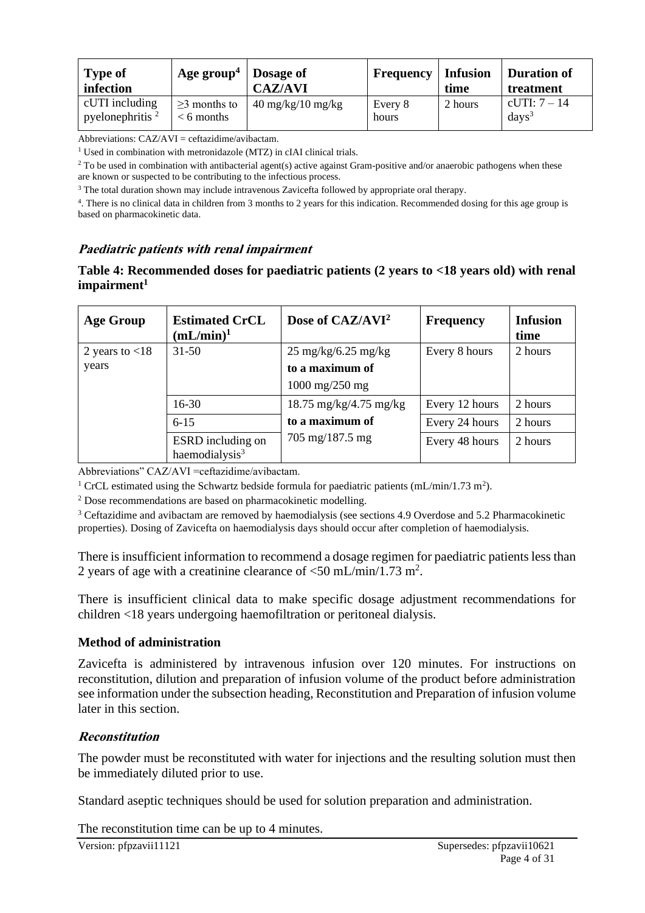| Type of infection | Age group[4] | Dosage of CAZ/AVI | Frequency | Infusion time | Duration of treatment |
|---|---|---|---|---|---|
| cUTI including pyelonephritis [2] | ≥3 months to < 6 months | 40 mg/kg/10 mg/kg | Every 8 hours | 2 hours | cUTI: 7 – 14 days[3] |

Abbreviations: CAZ/AVI = ceftazidime/avibactam.

[1] Used in combination with metronidazole (MTZ) in cIAI clinical trials.

[2] To be used in combination with antibacterial agent(s) active against Gram-positive and/or anaerobic pathogens when these are known or suspected to be contributing to the infectious process.

[3] The total duration shown may include intravenous Zavicefta followed by appropriate oral therapy.

[4]. There is no clinical data in children from 3 months to 2 years for this indication. Recommended dosing for this age group is based on pharmacokinetic data.

### *Paediatric patients with renal impairment*

**Table 4: Recommended doses for paediatric patients (2 years to <18 years old) with renal impairment[1]**

| Age Group | Estimated CrCL (mL/min)[1] | Dose of CAZ/AVI[2] | Frequency | Infusion time |
|---|---|---|---|---|
| 2 years to <18 years | 31-50 | 25 mg/kg/6.25 mg/kg **to a maximum of** 1000 mg/250 mg | Every 8 hours | 2 hours |
| | 16-30 | 18.75 mg/kg/4.75 mg/kg **to a maximum of** 705 mg/187.5 mg | Every 12 hours | 2 hours |
| | 6-15 | | Every 24 hours | 2 hours |
| | ESRD including on haemodialysis[3] | | Every 48 hours | 2 hours |

Abbreviations" CAZ/AVI =ceftazidime/avibactam.

[1] CrCL estimated using the Schwartz bedside formula for paediatric patients (mL/min/1.73 $m^2$).

[2] Dose recommendations are based on pharmacokinetic modelling.

[3] Ceftazidime and avibactam are removed by haemodialysis (see sections 4.9 Overdose and 5.2 Pharmacokinetic properties). Dosing of Zavicefta on haemodialysis days should occur after completion of haemodialysis.

There is insufficient information to recommend a dosage regimen for paediatric patients less than 2 years of age with a creatinine clearance of <50 mL/min/1.73 $m^2$.

There is insufficient clinical data to make specific dosage adjustment recommendations for children <18 years undergoing haemofiltration or peritoneal dialysis.

### Method of administration

Zavicefta is administered by intravenous infusion over 120 minutes. For instructions on reconstitution, dilution and preparation of infusion volume of the product before administration see information under the subsection heading, Reconstitution and Preparation of infusion volume later in this section.

### *Reconstitution*

The powder must be reconstituted with water for injections and the resulting solution must then be immediately diluted prior to use.

Standard aseptic techniques should be used for solution preparation and administration.

The reconstitution time can be up to 4 minutes.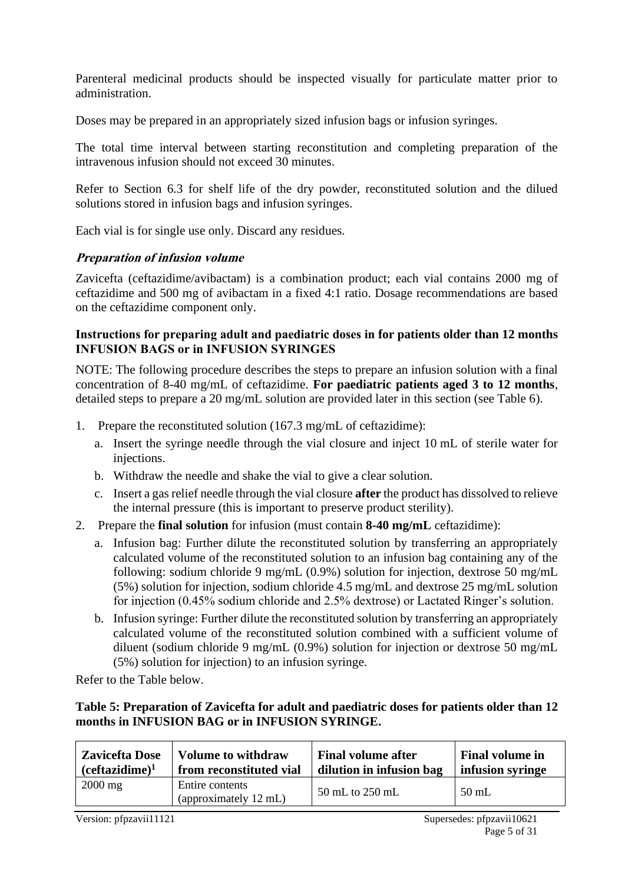Parenteral medicinal products should be inspected visually for particulate matter prior to administration.

Doses may be prepared in an appropriately sized infusion bags or infusion syringes.

The total time interval between starting reconstitution and completing preparation of the intravenous infusion should not exceed 30 minutes.

Refer to Section 6.3 for shelf life of the dry powder, reconstituted solution and the dilued solutions stored in infusion bags and infusion syringes.

Each vial is for single use only. Discard any residues.

### *Preparation of infusion volume*

Zavicefta (ceftazidime/avibactam) is a combination product; each vial contains 2000 mg of ceftazidime and 500 mg of avibactam in a fixed 4:1 ratio. Dosage recommendations are based on the ceftazidime component only.

**Instructions for preparing adult and paediatric doses in for patients older than 12 months INFUSION BAGS or in INFUSION SYRINGES**

NOTE: The following procedure describes the steps to prepare an infusion solution with a final concentration of 8-40 mg/mL of ceftazidime. **For paediatric patients aged 3 to 12 months**, detailed steps to prepare a 20 mg/mL solution are provided later in this section (see Table 6).

1. Prepare the reconstituted solution (167.3 mg/mL of ceftazidime):
   a. Insert the syringe needle through the vial closure and inject 10 mL of sterile water for injections.
   b. Withdraw the needle and shake the vial to give a clear solution.
   c. Insert a gas relief needle through the vial closure **after** the product has dissolved to relieve the internal pressure (this is important to preserve product sterility).
2. Prepare the **final solution** for infusion (must contain **8-40 mg/mL** ceftazidime):
   a. Infusion bag: Further dilute the reconstituted solution by transferring an appropriately calculated volume of the reconstituted solution to an infusion bag containing any of the following: sodium chloride 9 mg/mL (0.9%) solution for injection, dextrose 50 mg/mL (5%) solution for injection, sodium chloride 4.5 mg/mL and dextrose 25 mg/mL solution for injection (0.45% sodium chloride and 2.5% dextrose) or Lactated Ringer's solution.
   b. Infusion syringe: Further dilute the reconstituted solution by transferring an appropriately calculated volume of the reconstituted solution combined with a sufficient volume of diluent (sodium chloride 9 mg/mL (0.9%) solution for injection or dextrose 50 mg/mL (5%) solution for injection) to an infusion syringe.

Refer to the Table below.

**Table 5: Preparation of Zavicefta for adult and paediatric doses for patients older than 12 months in INFUSION BAG or in INFUSION SYRINGE.**

| Zavicefta Dose (ceftazidime)[1] | Volume to withdraw from reconstituted vial | Final volume after dilution in infusion bag | Final volume in infusion syringe |
|---|---|---|---|
| 2000 mg | Entire contents (approximately 12 mL) | 50 mL to 250 mL | 50 mL |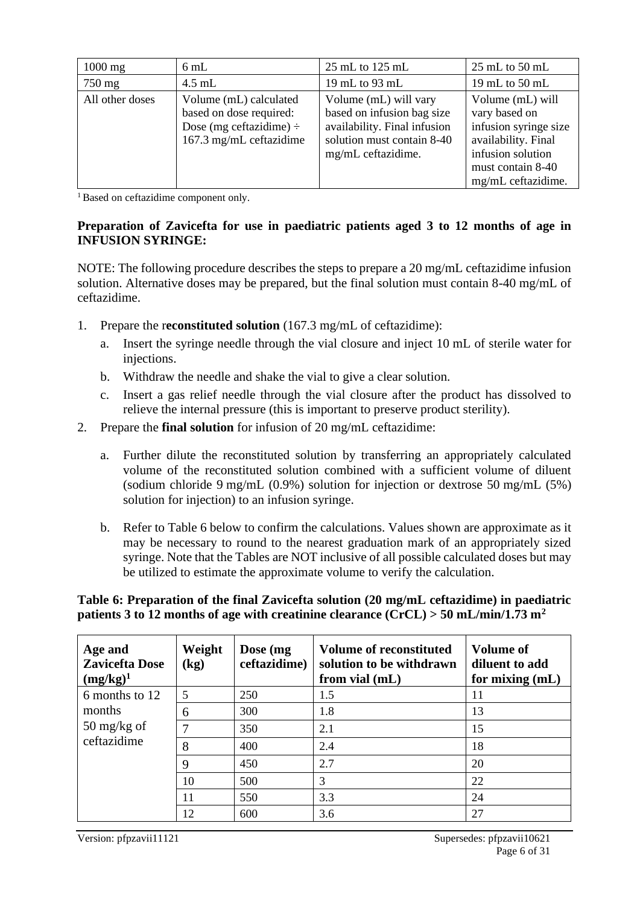| | | | |
|---|---|---|---|
| 1000 mg | 6 mL | 25 mL to 125 mL | 25 mL to 50 mL |
| 750 mg | 4.5 mL | 19 mL to 93 mL | 19 mL to 50 mL |
| All other doses | Volume (mL) calculated based on dose required: Dose (mg ceftazidime) ÷ 167.3 mg/mL ceftazidime | Volume (mL) will vary based on infusion bag size availability. Final infusion solution must contain 8-40 mg/mL ceftazidime. | Volume (mL) will vary based on infusion syringe size availability. Final infusion solution must contain 8-40 mg/mL ceftazidime. |

[1] Based on ceftazidime component only.

**Preparation of Zavicefta for use in paediatric patients aged 3 to 12 months of age in INFUSION SYRINGE:**

NOTE: The following procedure describes the steps to prepare a 20 mg/mL ceftazidime infusion solution. Alternative doses may be prepared, but the final solution must contain 8-40 mg/mL of ceftazidime.

1. Prepare the r**econstituted solution** (167.3 mg/mL of ceftazidime):
   a. Insert the syringe needle through the vial closure and inject 10 mL of sterile water for injections.
   b. Withdraw the needle and shake the vial to give a clear solution.
   c. Insert a gas relief needle through the vial closure after the product has dissolved to relieve the internal pressure (this is important to preserve product sterility).
2. Prepare the **final solution** for infusion of 20 mg/mL ceftazidime:
   a. Further dilute the reconstituted solution by transferring an appropriately calculated volume of the reconstituted solution combined with a sufficient volume of diluent (sodium chloride 9 mg/mL (0.9%) solution for injection or dextrose 50 mg/mL (5%) solution for injection) to an infusion syringe.
   b. Refer to Table 6 below to confirm the calculations. Values shown are approximate as it may be necessary to round to the nearest graduation mark of an appropriately sized syringe. Note that the Tables are NOT inclusive of all possible calculated doses but may be utilized to estimate the approximate volume to verify the calculation.

**Table 6: Preparation of the final Zavicefta solution (20 mg/mL ceftazidime) in paediatric patients 3 to 12 months of age with creatinine clearance (CrCL) > 50 mL/min/1.73 m²**

| Age and Zavicefta Dose (mg/kg)[1] | Weight (kg) | Dose (mg ceftazidime) | Volume of reconstituted solution to be withdrawn from vial (mL) | Volume of diluent to add for mixing (mL) |
|---|---|---|---|---|
| 6 months to 12 months 50 mg/kg of ceftazidime | 5 | 250 | 1.5 | 11 |
| | 6 | 300 | 1.8 | 13 |
| | 7 | 350 | 2.1 | 15 |
| | 8 | 400 | 2.4 | 18 |
| | 9 | 450 | 2.7 | 20 |
| | 10 | 500 | 3 | 22 |
| | 11 | 550 | 3.3 | 24 |
| | 12 | 600 | 3.6 | 27 |

Version: pfpzavii11121 Supersedes: pfpzavii10621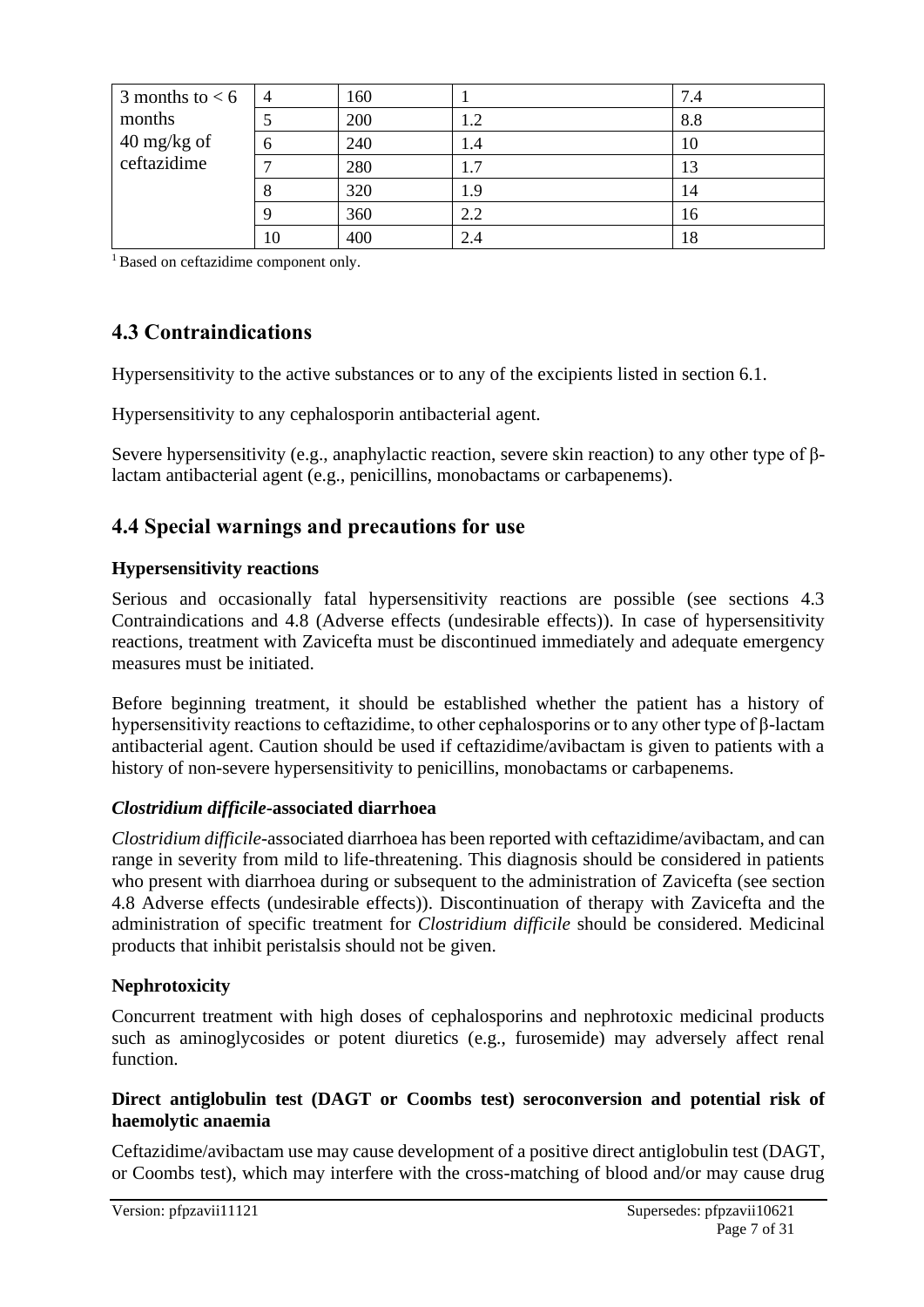| 3 months to < 6 months 40 mg/kg of ceftazidime | 4 | 160 | 1 | 7.4 |
|---|---|---|---|---|
| | 5 | 200 | 1.2 | 8.8 |
| | 6 | 240 | 1.4 | 10 |
| | 7 | 280 | 1.7 | 13 |
| | 8 | 320 | 1.9 | 14 |
| | 9 | 360 | 2.2 | 16 |
| | 10 | 400 | 2.4 | 18 |

[1] Based on ceftazidime component only.

## 4.3 Contraindications

Hypersensitivity to the active substances or to any of the excipients listed in section 6.1.

Hypersensitivity to any cephalosporin antibacterial agent.

Severe hypersensitivity (e.g., anaphylactic reaction, severe skin reaction) to any other type of β-lactam antibacterial agent (e.g., penicillins, monobactams or carbapenems).

## 4.4 Special warnings and precautions for use

### Hypersensitivity reactions

Serious and occasionally fatal hypersensitivity reactions are possible (see sections 4.3 Contraindications and 4.8 (Adverse effects (undesirable effects)). In case of hypersensitivity reactions, treatment with Zavicefta must be discontinued immediately and adequate emergency measures must be initiated.

Before beginning treatment, it should be established whether the patient has a history of hypersensitivity reactions to ceftazidime, to other cephalosporins or to any other type of β-lactam antibacterial agent. Caution should be used if ceftazidime/avibactam is given to patients with a history of non-severe hypersensitivity to penicillins, monobactams or carbapenems.

### *Clostridium difficile*-associated diarrhoea

*Clostridium difficile*-associated diarrhoea has been reported with ceftazidime/avibactam, and can range in severity from mild to life-threatening. This diagnosis should be considered in patients who present with diarrhoea during or subsequent to the administration of Zavicefta (see section 4.8 Adverse effects (undesirable effects)). Discontinuation of therapy with Zavicefta and the administration of specific treatment for *Clostridium difficile* should be considered. Medicinal products that inhibit peristalsis should not be given.

### Nephrotoxicity

Concurrent treatment with high doses of cephalosporins and nephrotoxic medicinal products such as aminoglycosides or potent diuretics (e.g., furosemide) may adversely affect renal function.

### Direct antiglobulin test (DAGT or Coombs test) seroconversion and potential risk of haemolytic anaemia

Ceftazidime/avibactam use may cause development of a positive direct antiglobulin test (DAGT, or Coombs test), which may interfere with the cross-matching of blood and/or may cause drug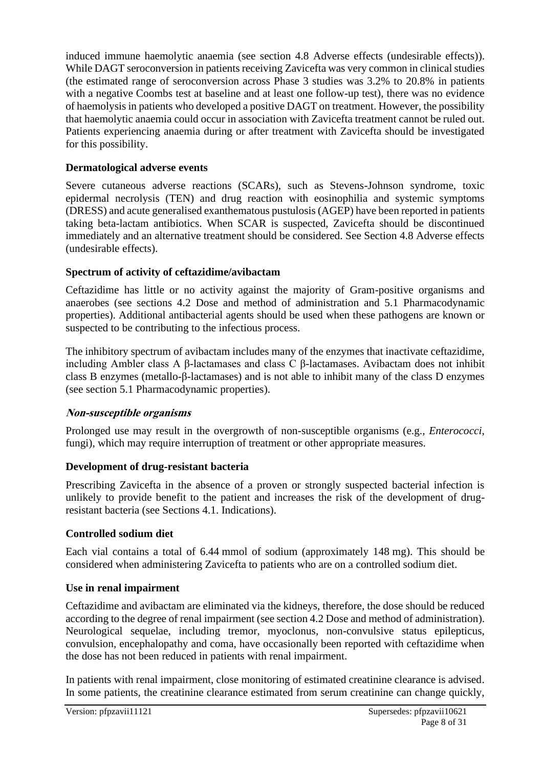induced immune haemolytic anaemia (see section 4.8 Adverse effects (undesirable effects)). While DAGT seroconversion in patients receiving Zavicefta was very common in clinical studies (the estimated range of seroconversion across Phase 3 studies was 3.2% to 20.8% in patients with a negative Coombs test at baseline and at least one follow-up test), there was no evidence of haemolysis in patients who developed a positive DAGT on treatment. However, the possibility that haemolytic anaemia could occur in association with Zavicefta treatment cannot be ruled out. Patients experiencing anaemia during or after treatment with Zavicefta should be investigated for this possibility.

**Dermatological adverse events**

Severe cutaneous adverse reactions (SCARs), such as Stevens-Johnson syndrome, toxic epidermal necrolysis (TEN) and drug reaction with eosinophilia and systemic symptoms (DRESS) and acute generalised exanthematous pustulosis (AGEP) have been reported in patients taking beta-lactam antibiotics. When SCAR is suspected, Zavicefta should be discontinued immediately and an alternative treatment should be considered. See Section 4.8 Adverse effects (undesirable effects).

**Spectrum of activity of ceftazidime/avibactam**

Ceftazidime has little or no activity against the majority of Gram-positive organisms and anaerobes (see sections 4.2 Dose and method of administration and 5.1 Pharmacodynamic properties). Additional antibacterial agents should be used when these pathogens are known or suspected to be contributing to the infectious process.

The inhibitory spectrum of avibactam includes many of the enzymes that inactivate ceftazidime, including Ambler class A β-lactamases and class C β-lactamases. Avibactam does not inhibit class B enzymes (metallo-β-lactamases) and is not able to inhibit many of the class D enzymes (see section 5.1 Pharmacodynamic properties).

***Non-susceptible organisms***

Prolonged use may result in the overgrowth of non-susceptible organisms (e.g., *Enterococci*, fungi), which may require interruption of treatment or other appropriate measures.

**Development of drug-resistant bacteria**

Prescribing Zavicefta in the absence of a proven or strongly suspected bacterial infection is unlikely to provide benefit to the patient and increases the risk of the development of drug-resistant bacteria (see Sections 4.1. Indications).

**Controlled sodium diet**

Each vial contains a total of 6.44 mmol of sodium (approximately 148 mg). This should be considered when administering Zavicefta to patients who are on a controlled sodium diet.

**Use in renal impairment**

Ceftazidime and avibactam are eliminated via the kidneys, therefore, the dose should be reduced according to the degree of renal impairment (see section 4.2 Dose and method of administration). Neurological sequelae, including tremor, myoclonus, non-convulsive status epilepticus, convulsion, encephalopathy and coma, have occasionally been reported with ceftazidime when the dose has not been reduced in patients with renal impairment.

In patients with renal impairment, close monitoring of estimated creatinine clearance is advised. In some patients, the creatinine clearance estimated from serum creatinine can change quickly,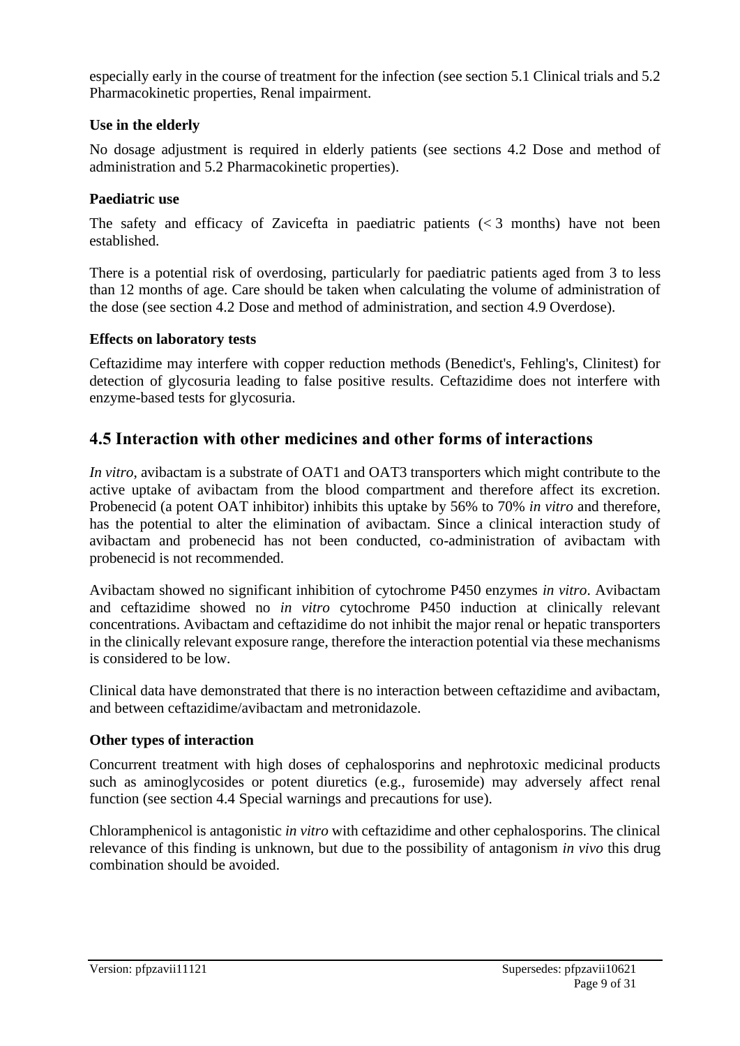especially early in the course of treatment for the infection (see section 5.1 Clinical trials and 5.2 Pharmacokinetic properties, Renal impairment.

### Use in the elderly

No dosage adjustment is required in elderly patients (see sections 4.2 Dose and method of administration and 5.2 Pharmacokinetic properties).

### Paediatric use

The safety and efficacy of Zavicefta in paediatric patients (< 3 months) have not been established.

There is a potential risk of overdosing, particularly for paediatric patients aged from 3 to less than 12 months of age. Care should be taken when calculating the volume of administration of the dose (see section 4.2 Dose and method of administration, and section 4.9 Overdose).

### Effects on laboratory tests

Ceftazidime may interfere with copper reduction methods (Benedict's, Fehling's, Clinitest) for detection of glycosuria leading to false positive results. Ceftazidime does not interfere with enzyme-based tests for glycosuria.

## 4.5 Interaction with other medicines and other forms of interactions

*In vitro*, avibactam is a substrate of OAT1 and OAT3 transporters which might contribute to the active uptake of avibactam from the blood compartment and therefore affect its excretion. Probenecid (a potent OAT inhibitor) inhibits this uptake by 56% to 70% *in vitro* and therefore, has the potential to alter the elimination of avibactam. Since a clinical interaction study of avibactam and probenecid has not been conducted, co-administration of avibactam with probenecid is not recommended.

Avibactam showed no significant inhibition of cytochrome P450 enzymes *in vitro*. Avibactam and ceftazidime showed no *in vitro* cytochrome P450 induction at clinically relevant concentrations. Avibactam and ceftazidime do not inhibit the major renal or hepatic transporters in the clinically relevant exposure range, therefore the interaction potential via these mechanisms is considered to be low.

Clinical data have demonstrated that there is no interaction between ceftazidime and avibactam, and between ceftazidime/avibactam and metronidazole.

### Other types of interaction

Concurrent treatment with high doses of cephalosporins and nephrotoxic medicinal products such as aminoglycosides or potent diuretics (e.g., furosemide) may adversely affect renal function (see section 4.4 Special warnings and precautions for use).

Chloramphenicol is antagonistic *in vitro* with ceftazidime and other cephalosporins. The clinical relevance of this finding is unknown, but due to the possibility of antagonism *in vivo* this drug combination should be avoided.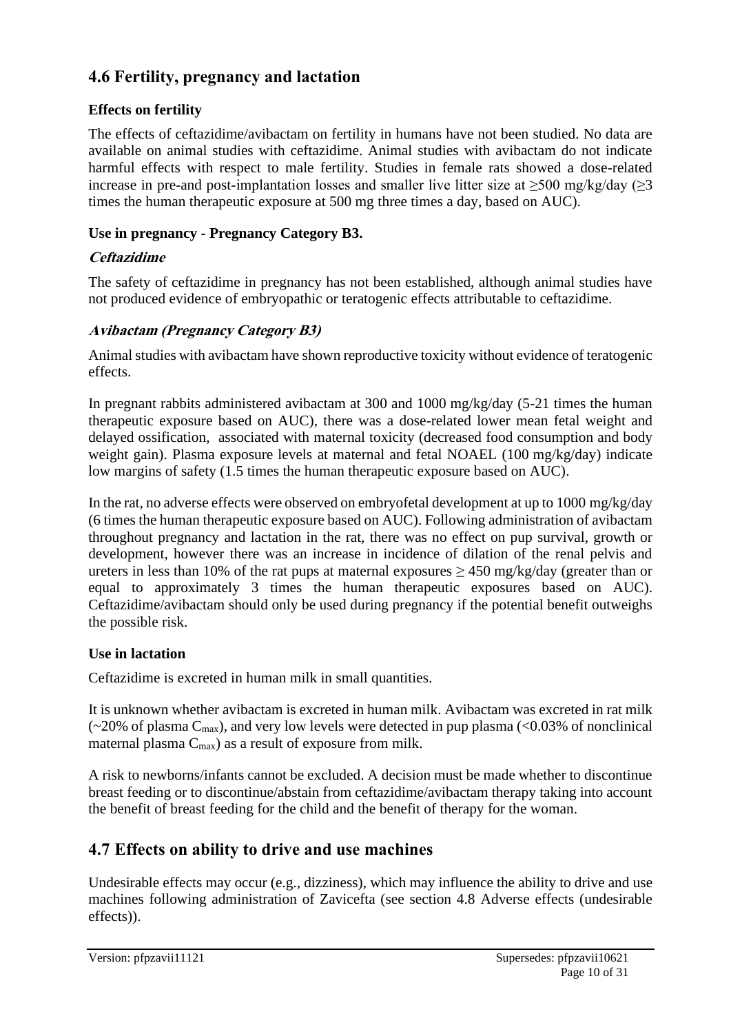## 4.6 Fertility, pregnancy and lactation

### Effects on fertility

The effects of ceftazidime/avibactam on fertility in humans have not been studied. No data are available on animal studies with ceftazidime. Animal studies with avibactam do not indicate harmful effects with respect to male fertility. Studies in female rats showed a dose-related increase in pre-and post-implantation losses and smaller live litter size at ≥500 mg/kg/day (≥3 times the human therapeutic exposure at 500 mg three times a day, based on AUC).

### Use in pregnancy - Pregnancy Category B3.

#### *Ceftazidime*

The safety of ceftazidime in pregnancy has not been established, although animal studies have not produced evidence of embryopathic or teratogenic effects attributable to ceftazidime.

#### *Avibactam (Pregnancy Category B3)*

Animal studies with avibactam have shown reproductive toxicity without evidence of teratogenic effects.

In pregnant rabbits administered avibactam at 300 and 1000 mg/kg/day (5-21 times the human therapeutic exposure based on AUC), there was a dose-related lower mean fetal weight and delayed ossification, associated with maternal toxicity (decreased food consumption and body weight gain). Plasma exposure levels at maternal and fetal NOAEL (100 mg/kg/day) indicate low margins of safety (1.5 times the human therapeutic exposure based on AUC).

In the rat, no adverse effects were observed on embryofetal development at up to 1000 mg/kg/day (6 times the human therapeutic exposure based on AUC). Following administration of avibactam throughout pregnancy and lactation in the rat, there was no effect on pup survival, growth or development, however there was an increase in incidence of dilation of the renal pelvis and ureters in less than 10% of the rat pups at maternal exposures ≥ 450 mg/kg/day (greater than or equal to approximately 3 times the human therapeutic exposures based on AUC). Ceftazidime/avibactam should only be used during pregnancy if the potential benefit outweighs the possible risk.

### Use in lactation

Ceftazidime is excreted in human milk in small quantities.

It is unknown whether avibactam is excreted in human milk. Avibactam was excreted in rat milk (~20% of plasma $C_{max}$), and very low levels were detected in pup plasma (<0.03% of nonclinical maternal plasma $C_{max}$) as a result of exposure from milk.

A risk to newborns/infants cannot be excluded. A decision must be made whether to discontinue breast feeding or to discontinue/abstain from ceftazidime/avibactam therapy taking into account the benefit of breast feeding for the child and the benefit of therapy for the woman.

## 4.7 Effects on ability to drive and use machines

Undesirable effects may occur (e.g., dizziness), which may influence the ability to drive and use machines following administration of Zavicefta (see section 4.8 Adverse effects (undesirable effects)).

Version: pfpzavii11121 Supersedes: pfpzavii10621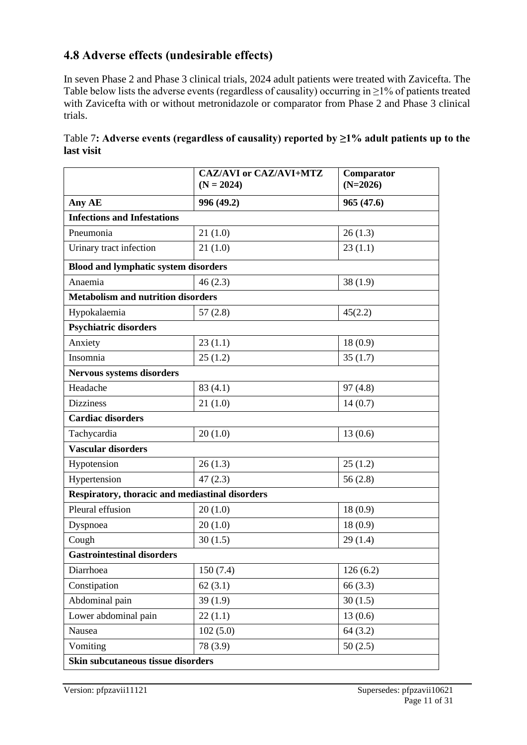## 4.8 Adverse effects (undesirable effects)

In seven Phase 2 and Phase 3 clinical trials, 2024 adult patients were treated with Zavicefta. The Table below lists the adverse events (regardless of causality) occurring in ≥1% of patients treated with Zavicefta with or without metronidazole or comparator from Phase 2 and Phase 3 clinical trials.

Table 7**: Adverse events (regardless of causality) reported by ≥1% adult patients up to the last visit**

| | **CAZ/AVI or CAZ/AVI+MTZ (N = 2024)** | **Comparator (N=2026)** |
|---|---|---|
| **Any AE** | **996 (49.2)** | **965 (47.6)** |
| **Infections and Infestations** | | |
| Pneumonia | 21 (1.0) | 26 (1.3) |
| Urinary tract infection | 21 (1.0) | 23 (1.1) |
| **Blood and lymphatic system disorders** | | |
| Anaemia | 46 (2.3) | 38 (1.9) |
| **Metabolism and nutrition disorders** | | |
| Hypokalaemia | 57 (2.8) | 45(2.2) |
| **Psychiatric disorders** | | |
| Anxiety | 23 (1.1) | 18 (0.9) |
| Insomnia | 25 (1.2) | 35 (1.7) |
| **Nervous systems disorders** | | |
| Headache | 83 (4.1) | 97 (4.8) |
| Dizziness | 21 (1.0) | 14 (0.7) |
| **Cardiac disorders** | | |
| Tachycardia | 20 (1.0) | 13 (0.6) |
| **Vascular disorders** | | |
| Hypotension | 26 (1.3) | 25 (1.2) |
| Hypertension | 47 (2.3) | 56 (2.8) |
| **Respiratory, thoracic and mediastinal disorders** | | |
| Pleural effusion | 20 (1.0) | 18 (0.9) |
| Dyspnoea | 20 (1.0) | 18 (0.9) |
| Cough | 30 (1.5) | 29 (1.4) |
| **Gastrointestinal disorders** | | |
| Diarrhoea | 150 (7.4) | 126 (6.2) |
| Constipation | 62 (3.1) | 66 (3.3) |
| Abdominal pain | 39 (1.9) | 30 (1.5) |
| Lower abdominal pain | 22 (1.1) | 13 (0.6) |
| Nausea | 102 (5.0) | 64 (3.2) |
| Vomiting | 78 (3.9) | 50 (2.5) |
| **Skin subcutaneous tissue disorders** | | |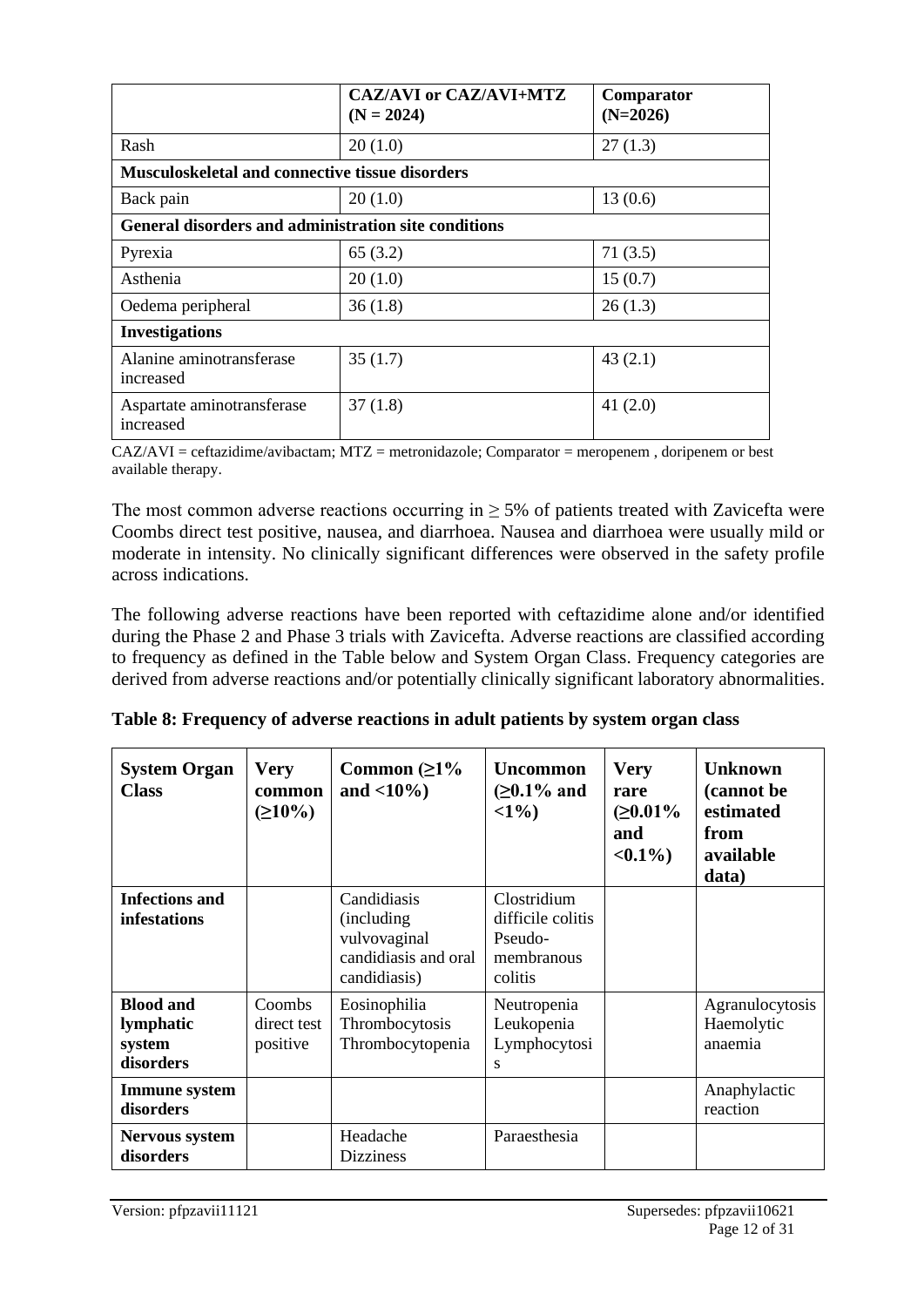| | CAZ/AVI or CAZ/AVI+MTZ (N = 2024) | Comparator (N=2026) |
|---|---|---|
| Rash | 20 (1.0) | 27 (1.3) |
| **Musculoskeletal and connective tissue disorders** | | |
| Back pain | 20 (1.0) | 13 (0.6) |
| **General disorders and administration site conditions** | | |
| Pyrexia | 65 (3.2) | 71 (3.5) |
| Asthenia | 20 (1.0) | 15 (0.7) |
| Oedema peripheral | 36 (1.8) | 26 (1.3) |
| **Investigations** | | |
| Alanine aminotransferase increased | 35 (1.7) | 43 (2.1) |
| Aspartate aminotransferase increased | 37 (1.8) | 41 (2.0) |

CAZ/AVI = ceftazidime/avibactam; MTZ = metronidazole; Comparator = meropenem , doripenem or best available therapy.

The most common adverse reactions occurring in ≥ 5% of patients treated with Zavicefta were Coombs direct test positive, nausea, and diarrhoea. Nausea and diarrhoea were usually mild or moderate in intensity. No clinically significant differences were observed in the safety profile across indications.

The following adverse reactions have been reported with ceftazidime alone and/or identified during the Phase 2 and Phase 3 trials with Zavicefta. Adverse reactions are classified according to frequency as defined in the Table below and System Organ Class. Frequency categories are derived from adverse reactions and/or potentially clinically significant laboratory abnormalities.

**Table 8: Frequency of adverse reactions in adult patients by system organ class**

| System Organ Class | Very common (≥10%) | Common (≥1% and <10%) | Uncommon (≥0.1% and <1%) | Very rare (≥0.01% and <0.1%) | Unknown (cannot be estimated from available data) |
|---|---|---|---|---|---|
| **Infections and infestations** | | Candidiasis (including vulvovaginal candidiasis and oral candidiasis) | Clostridium difficile colitis<br>Pseudo-membranous colitis | | |
| **Blood and lymphatic system disorders** | Coombs direct test positive | Eosinophilia<br>Thrombocytosis<br>Thrombocytopenia | Neutropenia<br>Leukopenia<br>Lymphocytosis | | Agranulocytosis<br>Haemolytic anaemia |
| **Immune system disorders** | | | | | Anaphylactic reaction |
| **Nervous system disorders** | | Headache<br>Dizziness | Paraesthesia | | |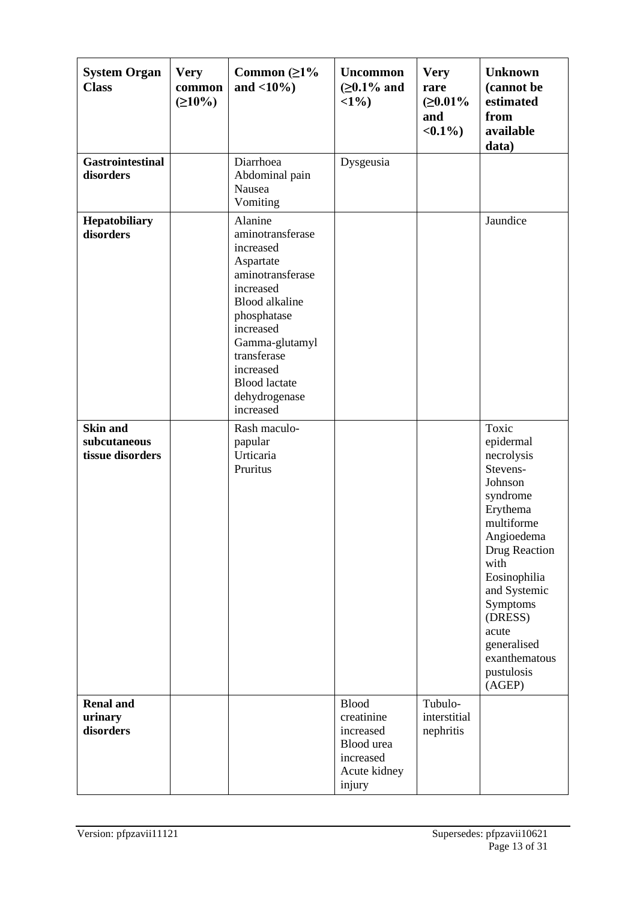| System Organ Class | Very common (≥10%) | Common (≥1% and <10%) | Uncommon (≥0.1% and <1%) | Very rare (≥0.01% and <0.1%) | Unknown (cannot be estimated from available data) |
|---|---|---|---|---|---|
| **Gastrointestinal disorders** | | Diarrhoea<br>Abdominal pain<br>Nausea<br>Vomiting | Dysgeusia | | |
| **Hepatobiliary disorders** | | Alanine aminotransferase increased<br>Aspartate aminotransferase increased<br>Blood alkaline phosphatase increased<br>Gamma-glutamyl transferase increased<br>Blood lactate dehydrogenase increased | | | Jaundice |
| **Skin and subcutaneous tissue disorders** | | Rash maculo-papular<br>Urticaria<br>Pruritus | | | Toxic epidermal necrolysis<br>Stevens-Johnson syndrome<br>Erythema multiforme<br>Angioedema<br>Drug Reaction with Eosinophilia and Systemic Symptoms (DRESS)<br>acute generalised exanthematous pustulosis (AGEP) |
| **Renal and urinary disorders** | | | Blood creatinine increased<br>Blood urea increased<br>Acute kidney injury | Tubulo-interstitial nephritis | |

Version: pfpzavii11121 Supersedes: pfpzavii10621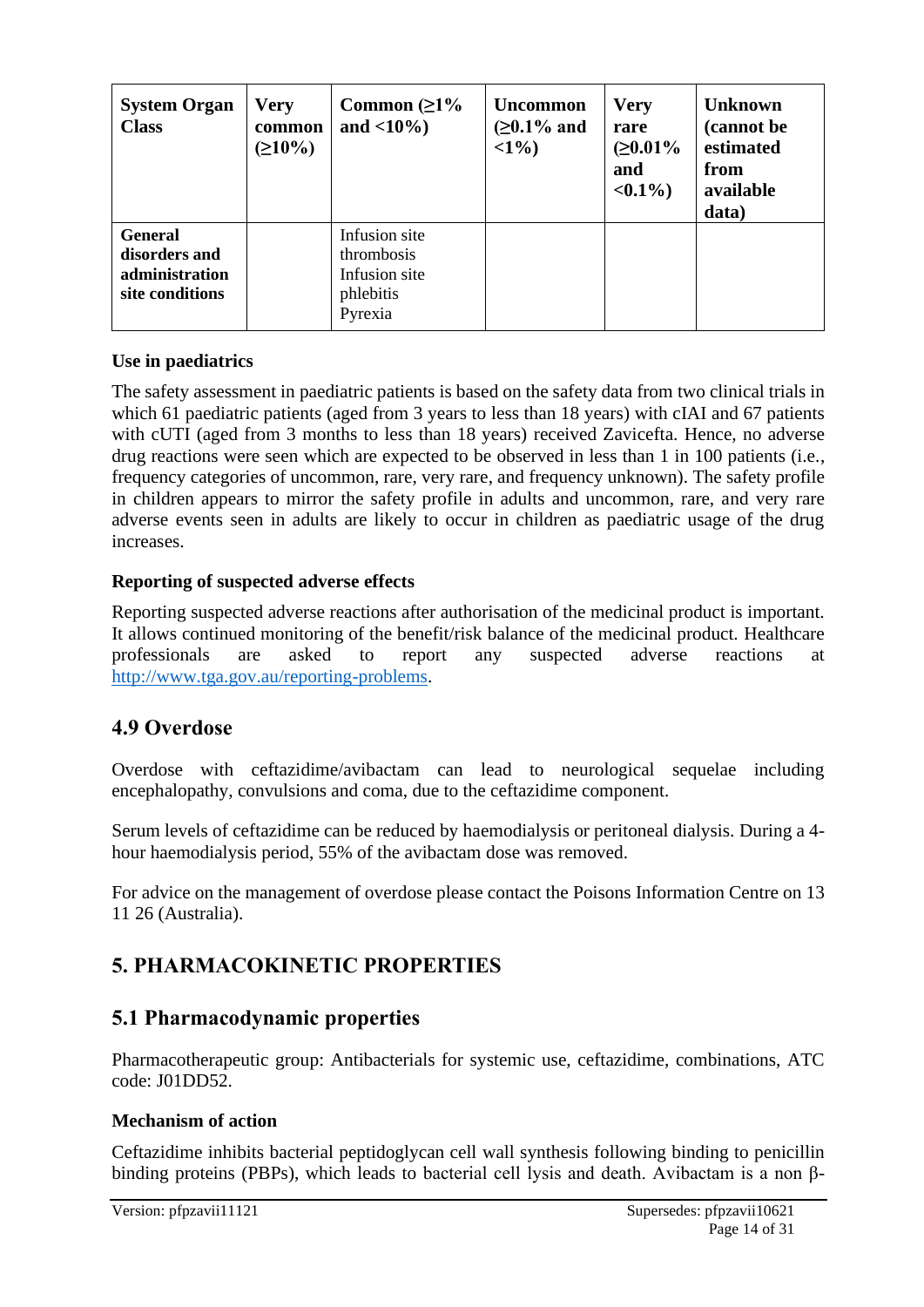| System Organ Class | Very common (≥10%) | Common (≥1% and <10%) | Uncommon (≥0.1% and <1%) | Very rare (≥0.01% and <0.1%) | Unknown (cannot be estimated from available data) |
|---|---|---|---|---|---|
| **General disorders and administration site conditions** | | Infusion site thrombosis<br>Infusion site phlebitis<br>Pyrexia | | | |

**Use in paediatrics**

The safety assessment in paediatric patients is based on the safety data from two clinical trials in which 61 paediatric patients (aged from 3 years to less than 18 years) with cIAI and 67 patients with cUTI (aged from 3 months to less than 18 years) received Zavicefta. Hence, no adverse drug reactions were seen which are expected to be observed in less than 1 in 100 patients (i.e., frequency categories of uncommon, rare, very rare, and frequency unknown). The safety profile in children appears to mirror the safety profile in adults and uncommon, rare, and very rare adverse events seen in adults are likely to occur in children as paediatric usage of the drug increases.

**Reporting of suspected adverse effects**

Reporting suspected adverse reactions after authorisation of the medicinal product is important. It allows continued monitoring of the benefit/risk balance of the medicinal product. Healthcare professionals are asked to report any suspected adverse reactions at http://www.tga.gov.au/reporting-problems.

## 4.9 Overdose

Overdose with ceftazidime/avibactam can lead to neurological sequelae including encephalopathy, convulsions and coma, due to the ceftazidime component.

Serum levels of ceftazidime can be reduced by haemodialysis or peritoneal dialysis. During a 4-hour haemodialysis period, 55% of the avibactam dose was removed.

For advice on the management of overdose please contact the Poisons Information Centre on 13 11 26 (Australia).

# 5. PHARMACOKINETIC PROPERTIES

## 5.1 Pharmacodynamic properties

Pharmacotherapeutic group: Antibacterials for systemic use, ceftazidime, combinations, ATC code: J01DD52.

**Mechanism of action**

Ceftazidime inhibits bacterial peptidoglycan cell wall synthesis following binding to penicillin binding proteins (PBPs), which leads to bacterial cell lysis and death. Avibactam is a non β-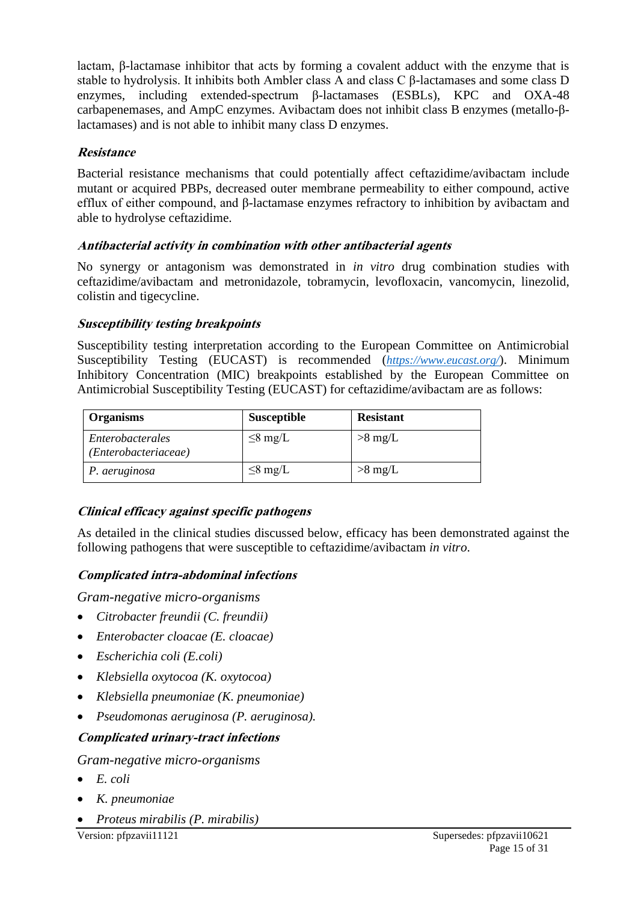lactam, β-lactamase inhibitor that acts by forming a covalent adduct with the enzyme that is stable to hydrolysis. It inhibits both Ambler class A and class C β-lactamases and some class D enzymes, including extended-spectrum β-lactamases (ESBLs), KPC and OXA-48 carbapenemases, and AmpC enzymes. Avibactam does not inhibit class B enzymes (metallo-β-lactamases) and is not able to inhibit many class D enzymes.

***Resistance***

Bacterial resistance mechanisms that could potentially affect ceftazidime/avibactam include mutant or acquired PBPs, decreased outer membrane permeability to either compound, active efflux of either compound, and β-lactamase enzymes refractory to inhibition by avibactam and able to hydrolyse ceftazidime.

***Antibacterial activity in combination with other antibacterial agents***

No synergy or antagonism was demonstrated in *in vitro* drug combination studies with ceftazidime/avibactam and metronidazole, tobramycin, levofloxacin, vancomycin, linezolid, colistin and tigecycline.

***Susceptibility testing breakpoints***

Susceptibility testing interpretation according to the European Committee on Antimicrobial Susceptibility Testing (EUCAST) is recommended (https://www.eucast.org/). Minimum Inhibitory Concentration (MIC) breakpoints established by the European Committee on Antimicrobial Susceptibility Testing (EUCAST) for ceftazidime/avibactam are as follows:

| Organisms | Susceptible | Resistant |
|---|---|---|
| *Enterobacterales (Enterobacteriaceae)* | ≤8 mg/L | >8 mg/L |
| *P. aeruginosa* | ≤8 mg/L | >8 mg/L |

***Clinical efficacy against specific pathogens***

As detailed in the clinical studies discussed below, efficacy has been demonstrated against the following pathogens that were susceptible to ceftazidime/avibactam *in vitro*.

***Complicated intra-abdominal infections***

*Gram-negative micro-organisms*

- *Citrobacter freundii (C. freundii)*
- *Enterobacter cloacae (E. cloacae)*
- *Escherichia coli (E.coli)*
- *Klebsiella oxytocoa (K. oxytocoa)*
- *Klebsiella pneumoniae (K. pneumoniae)*
- *Pseudomonas aeruginosa (P. aeruginosa).*

***Complicated urinary-tract infections***

*Gram-negative micro-organisms*

- *E. coli*
- *K. pneumoniae*
- *Proteus mirabilis (P. mirabilis)*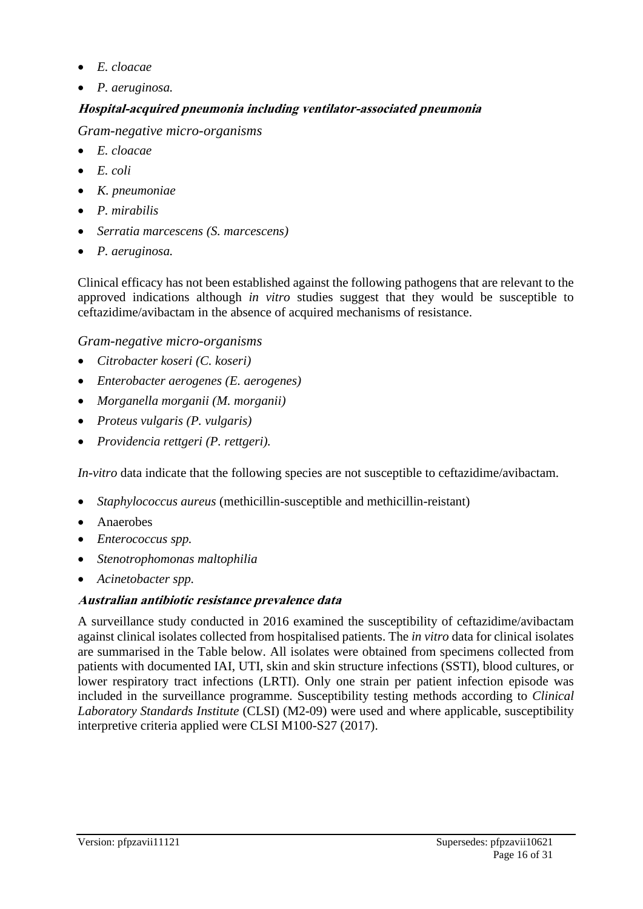- *E. cloacae*
- *P. aeruginosa.*

**Hospital-acquired pneumonia including ventilator-associated pneumonia**

*Gram-negative micro-organisms*

- *E. cloacae*
- *E. coli*
- *K. pneumoniae*
- *P. mirabilis*
- *Serratia marcescens (S. marcescens)*
- *P. aeruginosa.*

Clinical efficacy has not been established against the following pathogens that are relevant to the approved indications although *in vitro* studies suggest that they would be susceptible to ceftazidime/avibactam in the absence of acquired mechanisms of resistance.

*Gram-negative micro-organisms*

- *Citrobacter koseri (C. koseri)*
- *Enterobacter aerogenes (E. aerogenes)*
- *Morganella morganii (M. morganii)*
- *Proteus vulgaris (P. vulgaris)*
- *Providencia rettgeri (P. rettgeri).*

*In-vitro* data indicate that the following species are not susceptible to ceftazidime/avibactam.

- *Staphylococcus aureus* (methicillin-susceptible and methicillin-reistant)
- Anaerobes
- *Enterococcus spp.*
- *Stenotrophomonas maltophilia*
- *Acinetobacter spp.*

**Australian antibiotic resistance prevalence data**

A surveillance study conducted in 2016 examined the susceptibility of ceftazidime/avibactam against clinical isolates collected from hospitalised patients. The *in vitro* data for clinical isolates are summarised in the Table below. All isolates were obtained from specimens collected from patients with documented IAI, UTI, skin and skin structure infections (SSTI), blood cultures, or lower respiratory tract infections (LRTI). Only one strain per patient infection episode was included in the surveillance programme. Susceptibility testing methods according to *Clinical Laboratory Standards Institute* (CLSI) (M2-09) were used and where applicable, susceptibility interpretive criteria applied were CLSI M100-S27 (2017).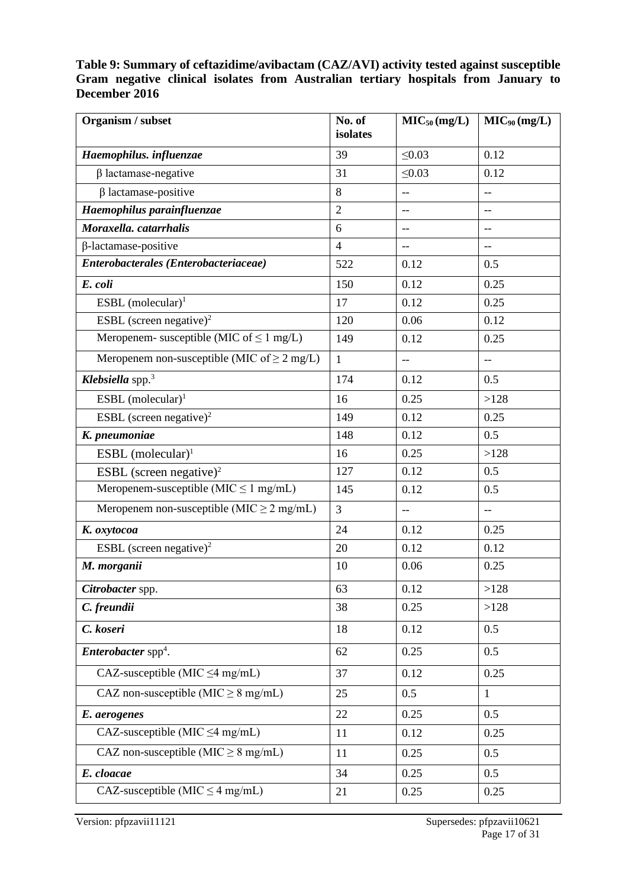**Table 9: Summary of ceftazidime/avibactam (CAZ/AVI) activity tested against susceptible Gram negative clinical isolates from Australian tertiary hospitals from January to December 2016**

| Organism / subset | No. of isolates | $MIC_{50}$ (mg/L) | $MIC_{90}$ (mg/L) |
|---|---|---|---|
| ***Haemophilus. influenzae*** | 39 | ≤0.03 | 0.12 |
| β lactamase-negative | 31 | ≤0.03 | 0.12 |
| β lactamase-positive | 8 | -- | -- |
| ***Haemophilus parainfluenzae*** | 2 | -- | -- |
| ***Moraxella. catarrhalis*** | 6 | -- | -- |
| β-lactamase-positive | 4 | -- | -- |
| ***Enterobacterales (Enterobacteriaceae)*** | 522 | 0.12 | 0.5 |
| ***E. coli*** | 150 | 0.12 | 0.25 |
| ESBL (molecular)[1] | 17 | 0.12 | 0.25 |
| ESBL (screen negative)[2] | 120 | 0.06 | 0.12 |
| Meropenem- susceptible (MIC of ≤ 1 mg/L) | 149 | 0.12 | 0.25 |
| Meropenem non-susceptible (MIC of ≥ 2 mg/L) | 1 | -- | -- |
| ***Klebsiella*** **spp.**[3] | 174 | 0.12 | 0.5 |
| ESBL (molecular)[1] | 16 | 0.25 | >128 |
| ESBL (screen negative)[2] | 149 | 0.12 | 0.25 |
| ***K. pneumoniae*** | 148 | 0.12 | 0.5 |
| ESBL (molecular)[1] | 16 | 0.25 | >128 |
| ESBL (screen negative)[2] | 127 | 0.12 | 0.5 |
| Meropenem-susceptible (MIC ≤ 1 mg/mL) | 145 | 0.12 | 0.5 |
| Meropenem non-susceptible (MIC ≥ 2 mg/mL) | 3 | -- | -- |
| ***K. oxytocoa*** | 24 | 0.12 | 0.25 |
| ESBL (screen negative)[2] | 20 | 0.12 | 0.12 |
| ***M. morganii*** | 10 | 0.06 | 0.25 |
| ***Citrobacter*** **spp.** | 63 | 0.12 | >128 |
| ***C. freundii*** | 38 | 0.25 | >128 |
| ***C. koseri*** | 18 | 0.12 | 0.5 |
| ***Enterobacter*** **spp**[4]**.** | 62 | 0.25 | 0.5 |
| CAZ-susceptible (MIC ≤4 mg/mL) | 37 | 0.12 | 0.25 |
| CAZ non-susceptible (MIC ≥ 8 mg/mL) | 25 | 0.5 | 1 |
| ***E. aerogenes*** | 22 | 0.25 | 0.5 |
| CAZ-susceptible (MIC ≤4 mg/mL) | 11 | 0.12 | 0.25 |
| CAZ non-susceptible (MIC ≥ 8 mg/mL) | 11 | 0.25 | 0.5 |
| ***E. cloacae*** | 34 | 0.25 | 0.5 |
| CAZ-susceptible (MIC ≤ 4 mg/mL) | 21 | 0.25 | 0.25 |

Version: pfpzavii11121 Supersedes: pfpzavii10621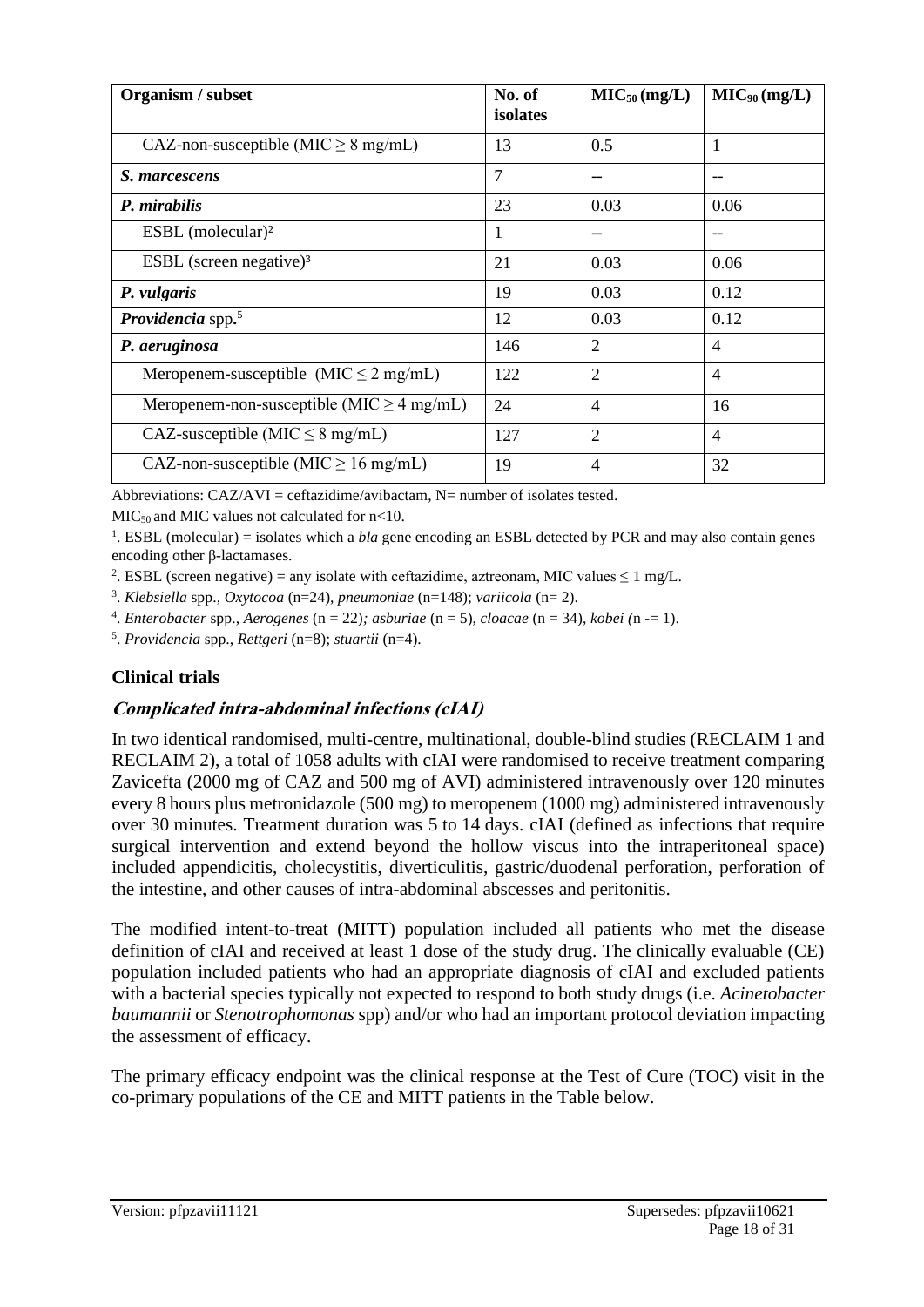| Organism / subset | No. of isolates | $MIC_{50}$ (mg/L) | $MIC_{90}$ (mg/L) |
|---|---|---|---|
| CAZ-non-susceptible (MIC ≥ 8 mg/mL) | 13 | 0.5 | 1 |
| ***S. marcescens*** | 7 | -- | -- |
| ***P. mirabilis*** | 23 | 0.03 | 0.06 |
| ESBL (molecular)² | 1 | -- | -- |
| ESBL (screen negative)³ | 21 | 0.03 | 0.06 |
| ***P. vulgaris*** | 19 | 0.03 | 0.12 |
| ***Providencia* spp.**[5] | 12 | 0.03 | 0.12 |
| ***P. aeruginosa*** | 146 | 2 | 4 |
| Meropenem-susceptible (MIC ≤ 2 mg/mL) | 122 | 2 | 4 |
| Meropenem-non-susceptible (MIC ≥ 4 mg/mL) | 24 | 4 | 16 |
| CAZ-susceptible (MIC ≤ 8 mg/mL) | 127 | 2 | 4 |
| CAZ-non-susceptible (MIC ≥ 16 mg/mL) | 19 | 4 | 32 |

Abbreviations: CAZ/AVI = ceftazidime/avibactam, N= number of isolates tested.

$MIC_{50}$ and MIC values not calculated for n<10.

[1]. ESBL (molecular) = isolates which a *bla* gene encoding an ESBL detected by PCR and may also contain genes encoding other β-lactamases.

[2]. ESBL (screen negative) = any isolate with ceftazidime, aztreonam, MIC values ≤ 1 mg/L.

[3]. *Klebsiella* spp., *Oxytocoa* (n=24), *pneumoniae* (n=148); *variicola* (n= 2).

[4]. *Enterobacter* spp., *Aerogenes* (n = 22)*; asburiae* (n = 5), *cloacae* (n = 34), *kobei (*n -= 1).

[5]. *Providencia* spp., *Rettgeri* (n=8); *stuartii* (n=4).

### Clinical trials

#### *Complicated intra-abdominal infections (cIAI)*

In two identical randomised, multi-centre, multinational, double-blind studies (RECLAIM 1 and RECLAIM 2), a total of 1058 adults with cIAI were randomised to receive treatment comparing Zavicefta (2000 mg of CAZ and 500 mg of AVI) administered intravenously over 120 minutes every 8 hours plus metronidazole (500 mg) to meropenem (1000 mg) administered intravenously over 30 minutes. Treatment duration was 5 to 14 days. cIAI (defined as infections that require surgical intervention and extend beyond the hollow viscus into the intraperitoneal space) included appendicitis, cholecystitis, diverticulitis, gastric/duodenal perforation, perforation of the intestine, and other causes of intra-abdominal abscesses and peritonitis.

The modified intent-to-treat (MITT) population included all patients who met the disease definition of cIAI and received at least 1 dose of the study drug. The clinically evaluable (CE) population included patients who had an appropriate diagnosis of cIAI and excluded patients with a bacterial species typically not expected to respond to both study drugs (i.e. *Acinetobacter baumannii* or *Stenotrophomonas* spp) and/or who had an important protocol deviation impacting the assessment of efficacy.

The primary efficacy endpoint was the clinical response at the Test of Cure (TOC) visit in the co-primary populations of the CE and MITT patients in the Table below.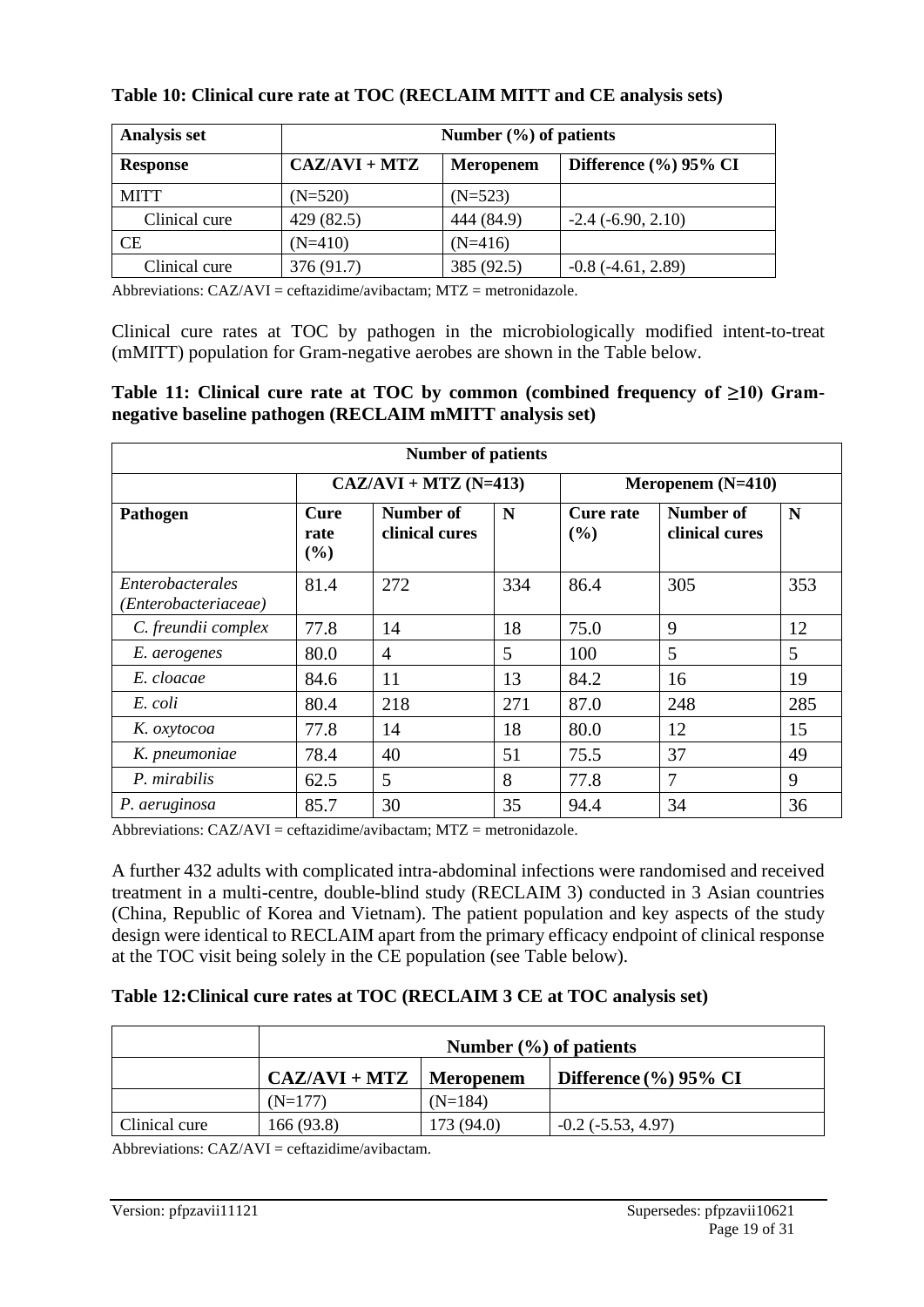**Table 10: Clinical cure rate at TOC (RECLAIM MITT and CE analysis sets)**

| Analysis set | Number (%) of patients | | |
|---|---|---|---|
| **Response** | **CAZ/AVI + MTZ** | **Meropenem** | **Difference (%) 95% CI** |
| MITT | (N=520) | (N=523) | |
| Clinical cure | 429 (82.5) | 444 (84.9) | -2.4 (-6.90, 2.10) |
| CE | (N=410) | (N=416) | |
| Clinical cure | 376 (91.7) | 385 (92.5) | -0.8 (-4.61, 2.89) |

Abbreviations: CAZ/AVI = ceftazidime/avibactam; MTZ = metronidazole.

Clinical cure rates at TOC by pathogen in the microbiologically modified intent-to-treat (mMITT) population for Gram-negative aerobes are shown in the Table below.

**Table 11: Clinical cure rate at TOC by common (combined frequency of ≥10) Gram-negative baseline pathogen (RECLAIM mMITT analysis set)**

| Number of patients | | | | | | |
|---|---|---|---|---|---|---|
| | **CAZ/AVI + MTZ (N=413)** | | | **Meropenem (N=410)** | | |
| **Pathogen** | **Cure rate (%)** | **Number of clinical cures** | **N** | **Cure rate (%)** | **Number of clinical cures** | **N** |
| *Enterobacterales (Enterobacteriaceae)* | 81.4 | 272 | 334 | 86.4 | 305 | 353 |
| *C. freundii complex* | 77.8 | 14 | 18 | 75.0 | 9 | 12 |
| *E. aerogenes* | 80.0 | 4 | 5 | 100 | 5 | 5 |
| *E. cloacae* | 84.6 | 11 | 13 | 84.2 | 16 | 19 |
| *E. coli* | 80.4 | 218 | 271 | 87.0 | 248 | 285 |
| *K. oxytocoa* | 77.8 | 14 | 18 | 80.0 | 12 | 15 |
| *K. pneumoniae* | 78.4 | 40 | 51 | 75.5 | 37 | 49 |
| *P. mirabilis* | 62.5 | 5 | 8 | 77.8 | 7 | 9 |
| *P. aeruginosa* | 85.7 | 30 | 35 | 94.4 | 34 | 36 |

Abbreviations: CAZ/AVI = ceftazidime/avibactam; MTZ = metronidazole.

A further 432 adults with complicated intra-abdominal infections were randomised and received treatment in a multi-centre, double-blind study (RECLAIM 3) conducted in 3 Asian countries (China, Republic of Korea and Vietnam). The patient population and key aspects of the study design were identical to RECLAIM apart from the primary efficacy endpoint of clinical response at the TOC visit being solely in the CE population (see Table below).

**Table 12:Clinical cure rates at TOC (RECLAIM 3 CE at TOC analysis set)**

| | Number (%) of patients | | |
|---|---|---|---|
| | **CAZ/AVI + MTZ** | **Meropenem** | **Difference (%) 95% CI** |
| | (N=177) | (N=184) | |
| Clinical cure | 166 (93.8) | 173 (94.0) | -0.2 (-5.53, 4.97) |

Abbreviations: CAZ/AVI = ceftazidime/avibactam.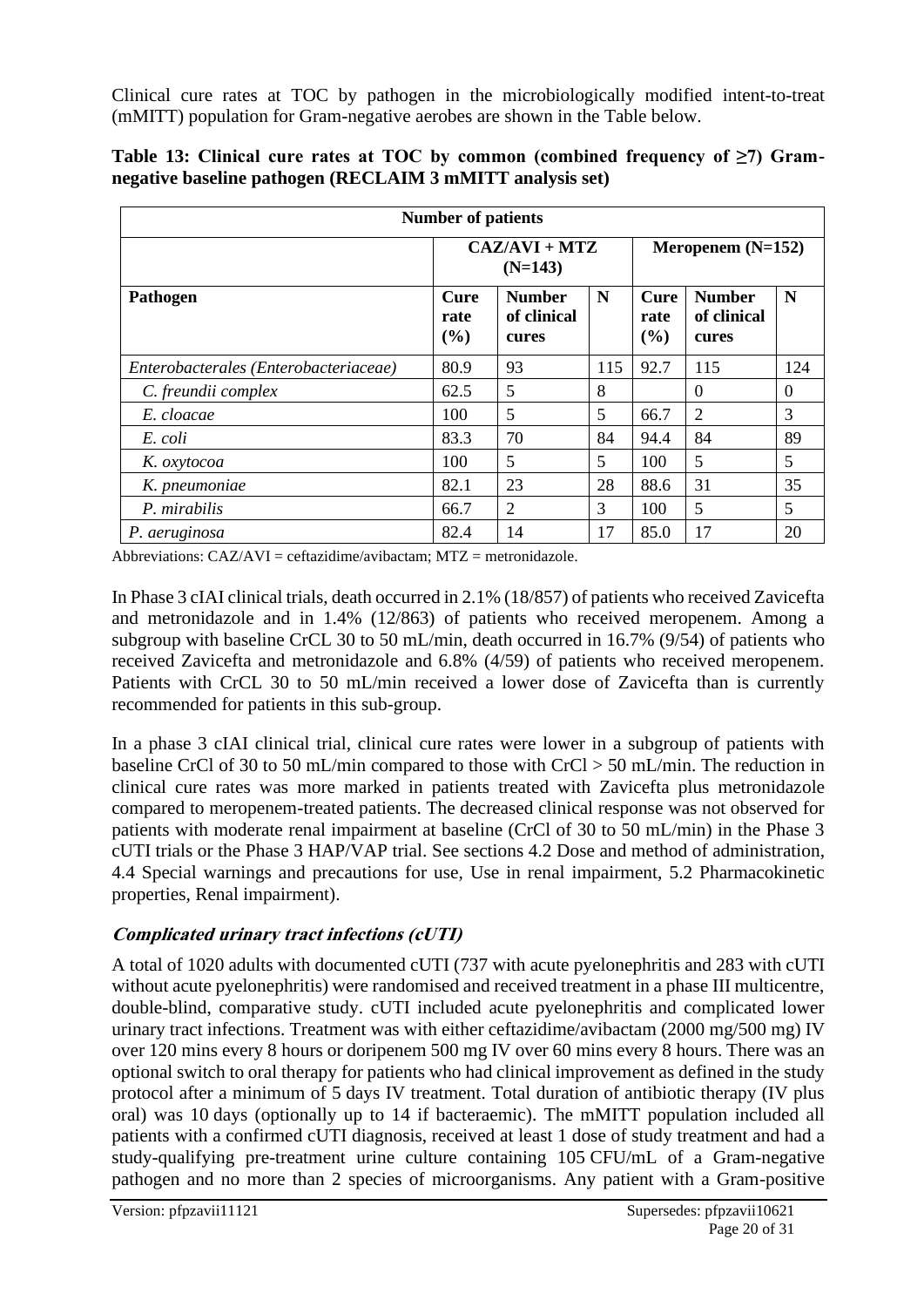Clinical cure rates at TOC by pathogen in the microbiologically modified intent-to-treat (mMITT) population for Gram-negative aerobes are shown in the Table below.

**Table 13: Clinical cure rates at TOC by common (combined frequency of ≥7) Gram-negative baseline pathogen (RECLAIM 3 mMITT analysis set)**

| Number of patients | | | | | | |
|---|---|---|---|---|---|---|
| | CAZ/AVI + MTZ (N=143) | | | Meropenem (N=152) | | |
| **Pathogen** | **Cure rate (%)** | **Number of clinical cures** | **N** | **Cure rate (%)** | **Number of clinical cures** | **N** |
| *Enterobacterales (Enterobacteriaceae)* | 80.9 | 93 | 115 | 92.7 | 115 | 124 |
| *C. freundii complex* | 62.5 | 5 | 8 | | 0 | 0 |
| *E. cloacae* | 100 | 5 | 5 | 66.7 | 2 | 3 |
| *E. coli* | 83.3 | 70 | 84 | 94.4 | 84 | 89 |
| *K. oxytocoa* | 100 | 5 | 5 | 100 | 5 | 5 |
| *K. pneumoniae* | 82.1 | 23 | 28 | 88.6 | 31 | 35 |
| *P. mirabilis* | 66.7 | 2 | 3 | 100 | 5 | 5 |
| *P. aeruginosa* | 82.4 | 14 | 17 | 85.0 | 17 | 20 |

Abbreviations: CAZ/AVI = ceftazidime/avibactam; MTZ = metronidazole.

In Phase 3 cIAI clinical trials, death occurred in 2.1% (18/857) of patients who received Zavicefta and metronidazole and in 1.4% (12/863) of patients who received meropenem. Among a subgroup with baseline CrCL 30 to 50 mL/min, death occurred in 16.7% (9/54) of patients who received Zavicefta and metronidazole and 6.8% (4/59) of patients who received meropenem. Patients with CrCL 30 to 50 mL/min received a lower dose of Zavicefta than is currently recommended for patients in this sub-group.

In a phase 3 cIAI clinical trial, clinical cure rates were lower in a subgroup of patients with baseline CrCl of 30 to 50 mL/min compared to those with CrCl > 50 mL/min. The reduction in clinical cure rates was more marked in patients treated with Zavicefta plus metronidazole compared to meropenem-treated patients. The decreased clinical response was not observed for patients with moderate renal impairment at baseline (CrCl of 30 to 50 mL/min) in the Phase 3 cUTI trials or the Phase 3 HAP/VAP trial. See sections 4.2 Dose and method of administration, 4.4 Special warnings and precautions for use, Use in renal impairment, 5.2 Pharmacokinetic properties, Renal impairment).

***Complicated urinary tract infections (cUTI)***

A total of 1020 adults with documented cUTI (737 with acute pyelonephritis and 283 with cUTI without acute pyelonephritis) were randomised and received treatment in a phase III multicentre, double-blind, comparative study. cUTI included acute pyelonephritis and complicated lower urinary tract infections. Treatment was with either ceftazidime/avibactam (2000 mg/500 mg) IV over 120 mins every 8 hours or doripenem 500 mg IV over 60 mins every 8 hours. There was an optional switch to oral therapy for patients who had clinical improvement as defined in the study protocol after a minimum of 5 days IV treatment. Total duration of antibiotic therapy (IV plus oral) was 10 days (optionally up to 14 if bacteraemic). The mMITT population included all patients with a confirmed cUTI diagnosis, received at least 1 dose of study treatment and had a study-qualifying pre-treatment urine culture containing 105 CFU/mL of a Gram-negative pathogen and no more than 2 species of microorganisms. Any patient with a Gram-positive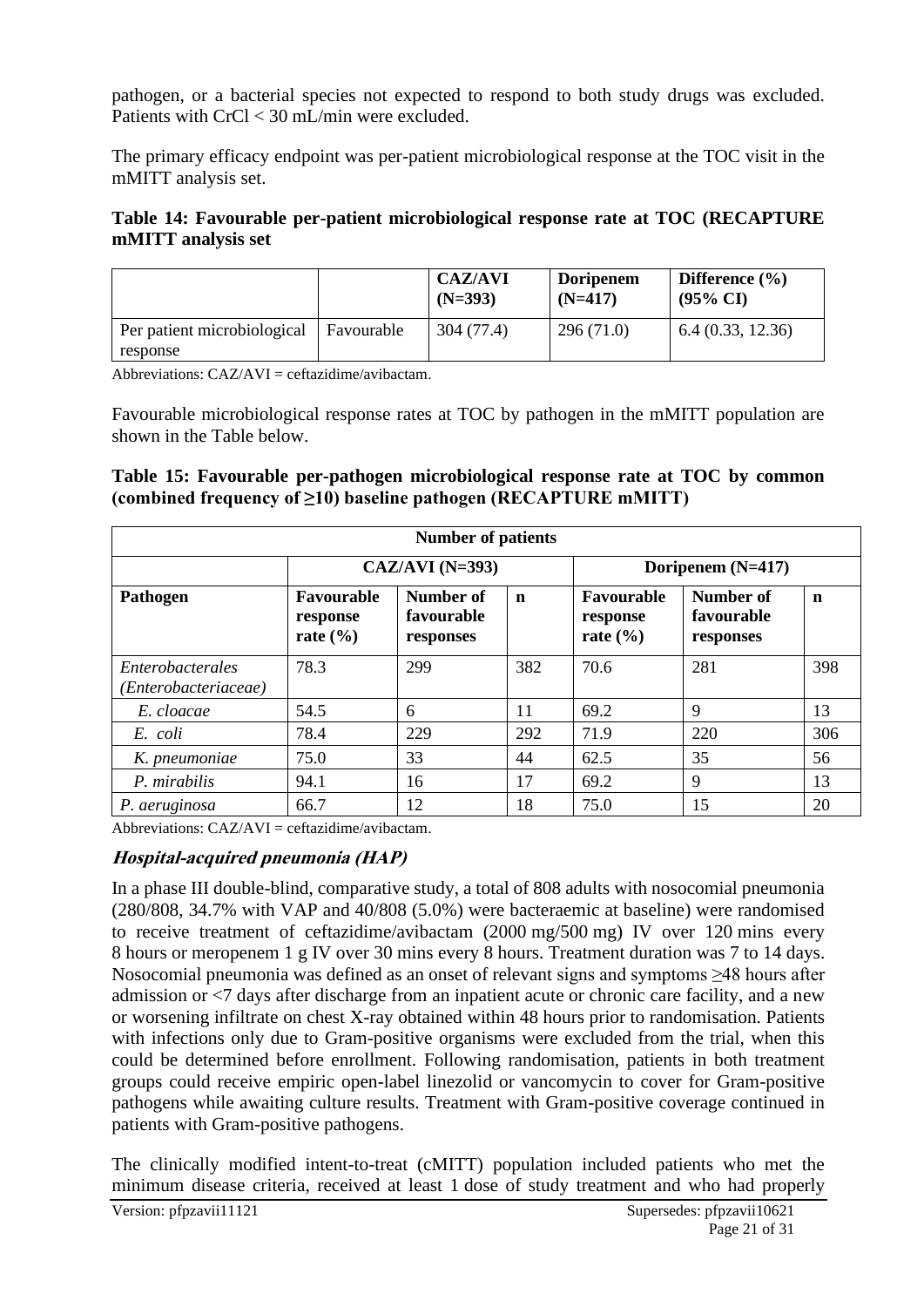pathogen, or a bacterial species not expected to respond to both study drugs was excluded. Patients with CrCl < 30 mL/min were excluded.

The primary efficacy endpoint was per-patient microbiological response at the TOC visit in the mMITT analysis set.

**Table 14: Favourable per-patient microbiological response rate at TOC (RECAPTURE mMITT analysis set**

| | | CAZ/AVI (N=393) | Doripenem (N=417) | Difference (%) (95% CI) |
|---|---|---|---|---|
| Per patient microbiological response | Favourable | 304 (77.4) | 296 (71.0) | 6.4 (0.33, 12.36) |

Abbreviations: CAZ/AVI = ceftazidime/avibactam.

Favourable microbiological response rates at TOC by pathogen in the mMITT population are shown in the Table below.

**Table 15: Favourable per-pathogen microbiological response rate at TOC by common (combined frequency of ≥10) baseline pathogen (RECAPTURE mMITT)**

| Number of patients | | | | | | |
|---|---|---|---|---|---|---|
| | CAZ/AVI (N=393) | | | Doripenem (N=417) | | |
| **Pathogen** | **Favourable response rate (%)** | **Number of favourable responses** | **n** | **Favourable response rate (%)** | **Number of favourable responses** | **n** |
| *Enterobacterales (Enterobacteriaceae)* | 78.3 | 299 | 382 | 70.6 | 281 | 398 |
| *E. cloacae* | 54.5 | 6 | 11 | 69.2 | 9 | 13 |
| *E. coli* | 78.4 | 229 | 292 | 71.9 | 220 | 306 |
| *K. pneumoniae* | 75.0 | 33 | 44 | 62.5 | 35 | 56 |
| *P. mirabilis* | 94.1 | 16 | 17 | 69.2 | 9 | 13 |
| *P. aeruginosa* | 66.7 | 12 | 18 | 75.0 | 15 | 20 |

Abbreviations: CAZ/AVI = ceftazidime/avibactam.

### *Hospital-acquired pneumonia (HAP)*

In a phase III double-blind, comparative study, a total of 808 adults with nosocomial pneumonia (280/808, 34.7% with VAP and 40/808 (5.0%) were bacteraemic at baseline) were randomised to receive treatment of ceftazidime/avibactam (2000 mg/500 mg) IV over 120 mins every 8 hours or meropenem 1 g IV over 30 mins every 8 hours. Treatment duration was 7 to 14 days. Nosocomial pneumonia was defined as an onset of relevant signs and symptoms ≥48 hours after admission or <7 days after discharge from an inpatient acute or chronic care facility, and a new or worsening infiltrate on chest X-ray obtained within 48 hours prior to randomisation. Patients with infections only due to Gram-positive organisms were excluded from the trial, when this could be determined before enrollment. Following randomisation, patients in both treatment groups could receive empiric open-label linezolid or vancomycin to cover for Gram-positive pathogens while awaiting culture results. Treatment with Gram-positive coverage continued in patients with Gram-positive pathogens.

The clinically modified intent-to-treat (cMITT) population included patients who met the minimum disease criteria, received at least 1 dose of study treatment and who had properly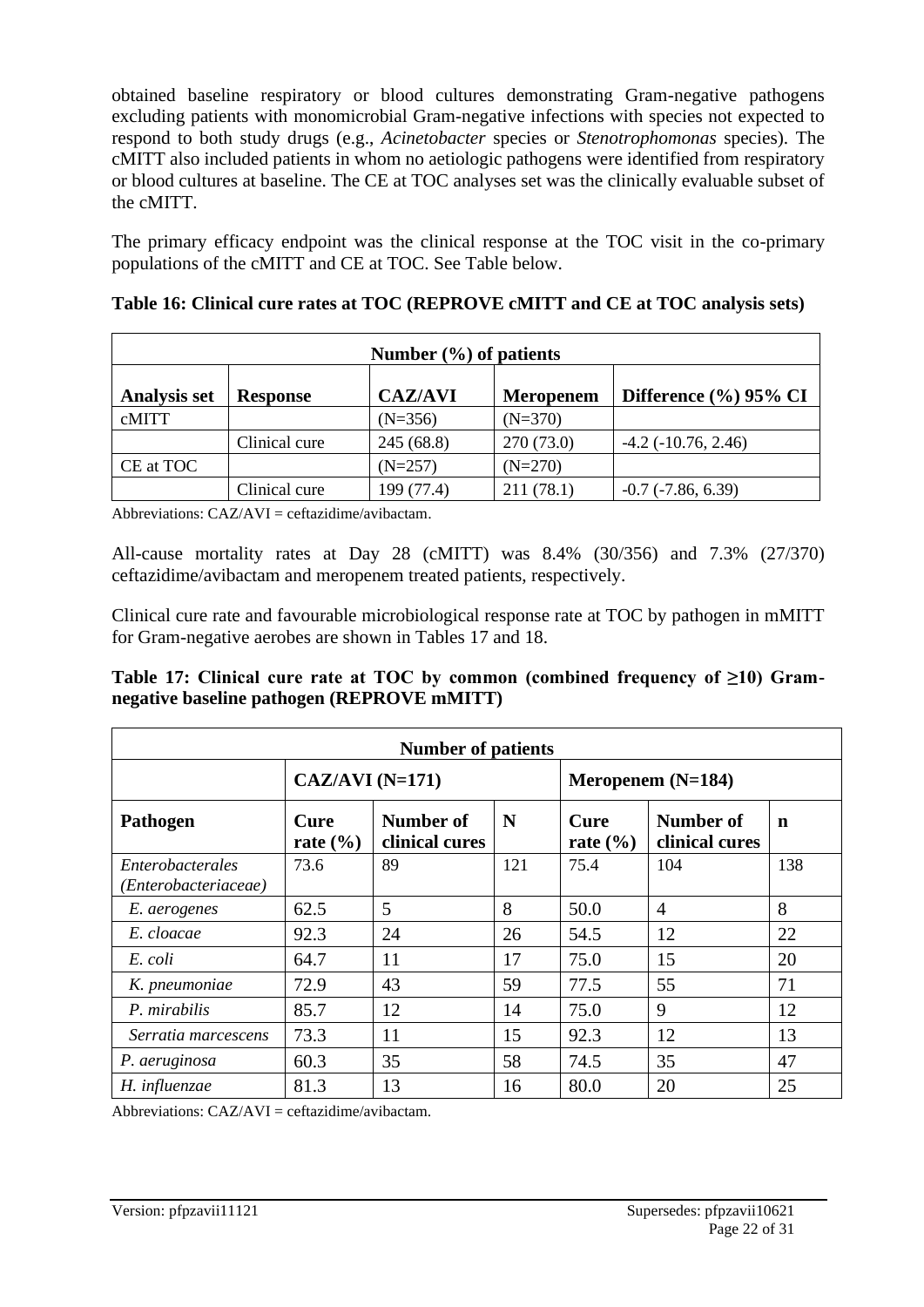obtained baseline respiratory or blood cultures demonstrating Gram-negative pathogens excluding patients with monomicrobial Gram-negative infections with species not expected to respond to both study drugs (e.g., *Acinetobacter* species or *Stenotrophomonas* species). The cMITT also included patients in whom no aetiologic pathogens were identified from respiratory or blood cultures at baseline. The CE at TOC analyses set was the clinically evaluable subset of the cMITT.

The primary efficacy endpoint was the clinical response at the TOC visit in the co-primary populations of the cMITT and CE at TOC. See Table below.

**Table 16: Clinical cure rates at TOC (REPROVE cMITT and CE at TOC analysis sets)**

| Number (%) of patients | | | | |
|---|---|---|---|---|
| **Analysis set** | **Response** | **CAZ/AVI** | **Meropenem** | **Difference (%) 95% CI** |
| cMITT | | (N=356) | (N=370) | |
| | Clinical cure | 245 (68.8) | 270 (73.0) | -4.2 (-10.76, 2.46) |
| CE at TOC | | (N=257) | (N=270) | |
| | Clinical cure | 199 (77.4) | 211 (78.1) | -0.7 (-7.86, 6.39) |

Abbreviations: CAZ/AVI = ceftazidime/avibactam.

All-cause mortality rates at Day 28 (cMITT) was 8.4% (30/356) and 7.3% (27/370) ceftazidime/avibactam and meropenem treated patients, respectively.

Clinical cure rate and favourable microbiological response rate at TOC by pathogen in mMITT for Gram-negative aerobes are shown in Tables 17 and 18.

**Table 17: Clinical cure rate at TOC by common (combined frequency of ≥10) Gram-negative baseline pathogen (REPROVE mMITT)**

| Number of patients | | | | | | |
|---|---|---|---|---|---|---|
| | **CAZ/AVI (N=171)** | | | **Meropenem (N=184)** | | |
| **Pathogen** | **Cure rate (%)** | **Number of clinical cures** | **N** | **Cure rate (%)** | **Number of clinical cures** | **n** |
| *Enterobacterales (Enterobacteriaceae)* | 73.6 | 89 | 121 | 75.4 | 104 | 138 |
| *E. aerogenes* | 62.5 | 5 | 8 | 50.0 | 4 | 8 |
| *E. cloacae* | 92.3 | 24 | 26 | 54.5 | 12 | 22 |
| *E. coli* | 64.7 | 11 | 17 | 75.0 | 15 | 20 |
| *K. pneumoniae* | 72.9 | 43 | 59 | 77.5 | 55 | 71 |
| *P. mirabilis* | 85.7 | 12 | 14 | 75.0 | 9 | 12 |
| *Serratia marcescens* | 73.3 | 11 | 15 | 92.3 | 12 | 13 |
| *P. aeruginosa* | 60.3 | 35 | 58 | 74.5 | 35 | 47 |
| *H. influenzae* | 81.3 | 13 | 16 | 80.0 | 20 | 25 |

Abbreviations: CAZ/AVI = ceftazidime/avibactam.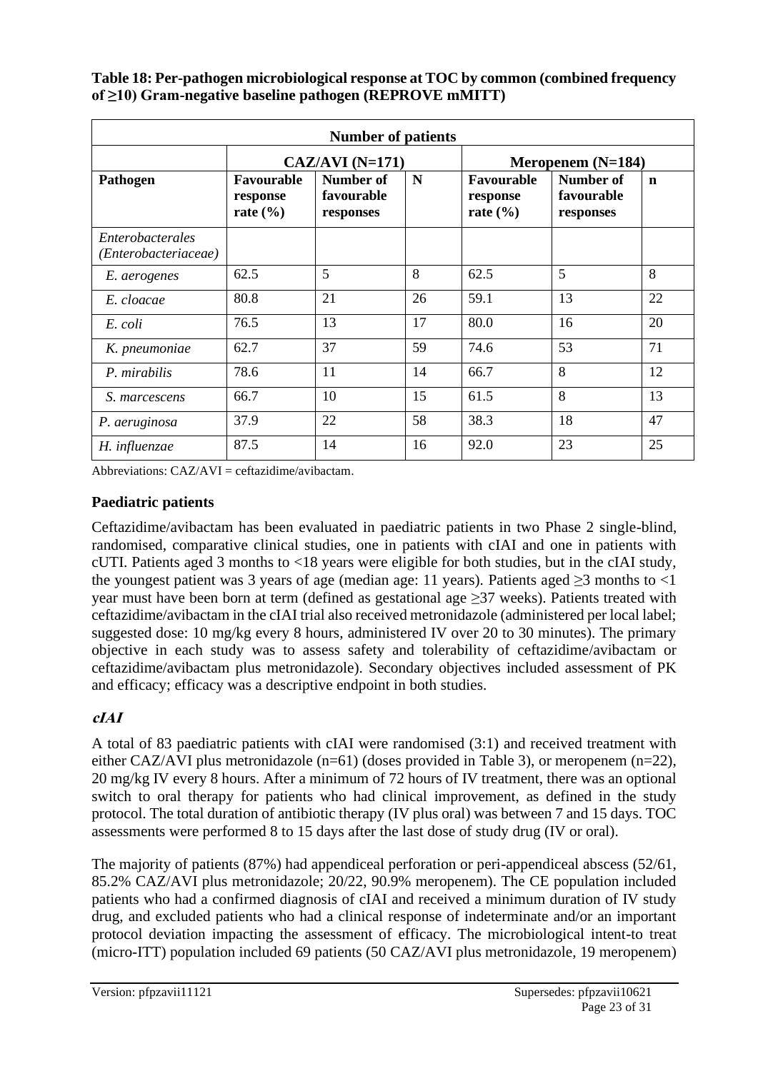**Table 18: Per-pathogen microbiological response at TOC by common (combined frequency of ≥10) Gram-negative baseline pathogen (REPROVE mMITT)**

| Number of patients | | | | | | |
|---|---|---|---|---|---|---|
| | CAZ/AVI (N=171) | | | Meropenem (N=184) | | |
| **Pathogen** | **Favourable response rate (%)** | **Number of favourable responses** | **N** | **Favourable response rate (%)** | **Number of favourable responses** | **n** |
| *Enterobacterales (Enterobacteriaceae)* | | | | | | |
| *E. aerogenes* | 62.5 | 5 | 8 | 62.5 | 5 | 8 |
| *E. cloacae* | 80.8 | 21 | 26 | 59.1 | 13 | 22 |
| *E. coli* | 76.5 | 13 | 17 | 80.0 | 16 | 20 |
| *K. pneumoniae* | 62.7 | 37 | 59 | 74.6 | 53 | 71 |
| *P. mirabilis* | 78.6 | 11 | 14 | 66.7 | 8 | 12 |
| *S. marcescens* | 66.7 | 10 | 15 | 61.5 | 8 | 13 |
| *P. aeruginosa* | 37.9 | 22 | 58 | 38.3 | 18 | 47 |
| *H. influenzae* | 87.5 | 14 | 16 | 92.0 | 23 | 25 |

Abbreviations: CAZ/AVI = ceftazidime/avibactam.

### Paediatric patients

Ceftazidime/avibactam has been evaluated in paediatric patients in two Phase 2 single-blind, randomised, comparative clinical studies, one in patients with cIAI and one in patients with cUTI. Patients aged 3 months to <18 years were eligible for both studies, but in the cIAI study, the youngest patient was 3 years of age (median age: 11 years). Patients aged ≥3 months to <1 year must have been born at term (defined as gestational age ≥37 weeks). Patients treated with ceftazidime/avibactam in the cIAI trial also received metronidazole (administered per local label; suggested dose: 10 mg/kg every 8 hours, administered IV over 20 to 30 minutes). The primary objective in each study was to assess safety and tolerability of ceftazidime/avibactam or ceftazidime/avibactam plus metronidazole). Secondary objectives included assessment of PK and efficacy; efficacy was a descriptive endpoint in both studies.

### *cIAI*

A total of 83 paediatric patients with cIAI were randomised (3:1) and received treatment with either CAZ/AVI plus metronidazole (n=61) (doses provided in Table 3), or meropenem (n=22), 20 mg/kg IV every 8 hours. After a minimum of 72 hours of IV treatment, there was an optional switch to oral therapy for patients who had clinical improvement, as defined in the study protocol. The total duration of antibiotic therapy (IV plus oral) was between 7 and 15 days. TOC assessments were performed 8 to 15 days after the last dose of study drug (IV or oral).

The majority of patients (87%) had appendiceal perforation or peri-appendiceal abscess (52/61, 85.2% CAZ/AVI plus metronidazole; 20/22, 90.9% meropenem). The CE population included patients who had a confirmed diagnosis of cIAI and received a minimum duration of IV study drug, and excluded patients who had a clinical response of indeterminate and/or an important protocol deviation impacting the assessment of efficacy. The microbiological intent-to treat (micro-ITT) population included 69 patients (50 CAZ/AVI plus metronidazole, 19 meropenem)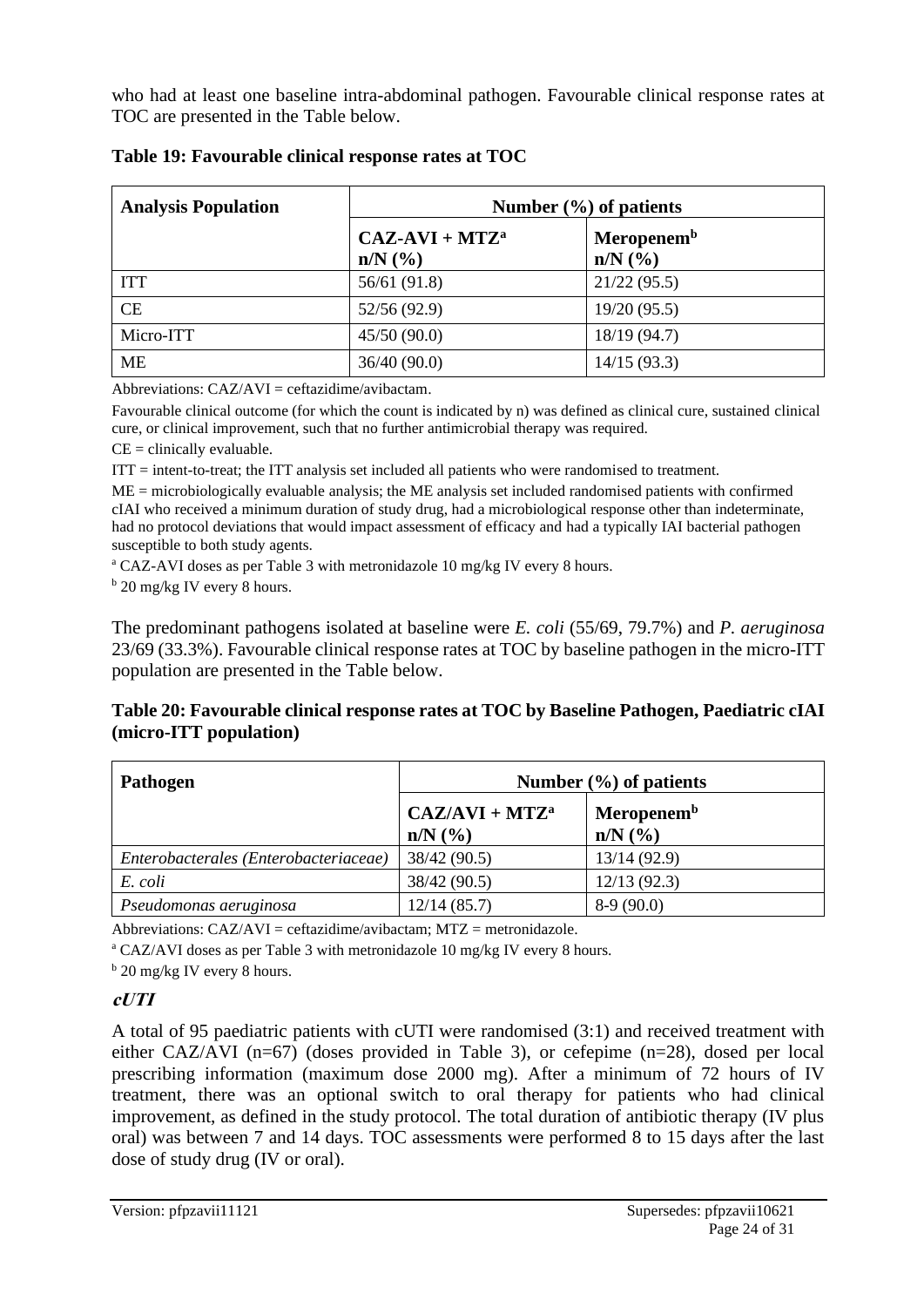who had at least one baseline intra-abdominal pathogen. Favourable clinical response rates at TOC are presented in the Table below.

**Table 19: Favourable clinical response rates at TOC**

| Analysis Population | Number (%) of patients | |
|---|---|---|
| | **CAZ-AVI + MTZ[a] n/N (%)** | **Meropenem[b] n/N (%)** |
| ITT | 56/61 (91.8) | 21/22 (95.5) |
| CE | 52/56 (92.9) | 19/20 (95.5) |
| Micro-ITT | 45/50 (90.0) | 18/19 (94.7) |
| ME | 36/40 (90.0) | 14/15 (93.3) |

Abbreviations: CAZ/AVI = ceftazidime/avibactam.

Favourable clinical outcome (for which the count is indicated by n) was defined as clinical cure, sustained clinical cure, or clinical improvement, such that no further antimicrobial therapy was required.

CE = clinically evaluable.

ITT = intent-to-treat; the ITT analysis set included all patients who were randomised to treatment.

ME = microbiologically evaluable analysis; the ME analysis set included randomised patients with confirmed cIAI who received a minimum duration of study drug, had a microbiological response other than indeterminate, had no protocol deviations that would impact assessment of efficacy and had a typically IAI bacterial pathogen susceptible to both study agents.

[a] CAZ-AVI doses as per Table 3 with metronidazole 10 mg/kg IV every 8 hours.

[b] 20 mg/kg IV every 8 hours.

The predominant pathogens isolated at baseline were *E. coli* (55/69, 79.7%) and *P. aeruginosa* 23/69 (33.3%). Favourable clinical response rates at TOC by baseline pathogen in the micro-ITT population are presented in the Table below.

**Table 20: Favourable clinical response rates at TOC by Baseline Pathogen, Paediatric cIAI (micro-ITT population)**

| Pathogen | Number (%) of patients | |
|---|---|---|
| | **CAZ/AVI + MTZ[a] n/N (%)** | **Meropenem[b] n/N (%)** |
| *Enterobacterales (Enterobacteriaceae)* | 38/42 (90.5) | 13/14 (92.9) |
| *E. coli* | 38/42 (90.5) | 12/13 (92.3) |
| *Pseudomonas aeruginosa* | 12/14 (85.7) | 8-9 (90.0) |

Abbreviations: CAZ/AVI = ceftazidime/avibactam; MTZ = metronidazole.

[a] CAZ/AVI doses as per Table 3 with metronidazole 10 mg/kg IV every 8 hours.

[b] 20 mg/kg IV every 8 hours.

***cUTI***

A total of 95 paediatric patients with cUTI were randomised (3:1) and received treatment with either CAZ/AVI (n=67) (doses provided in Table 3), or cefepime (n=28), dosed per local prescribing information (maximum dose 2000 mg). After a minimum of 72 hours of IV treatment, there was an optional switch to oral therapy for patients who had clinical improvement, as defined in the study protocol. The total duration of antibiotic therapy (IV plus oral) was between 7 and 14 days. TOC assessments were performed 8 to 15 days after the last dose of study drug (IV or oral).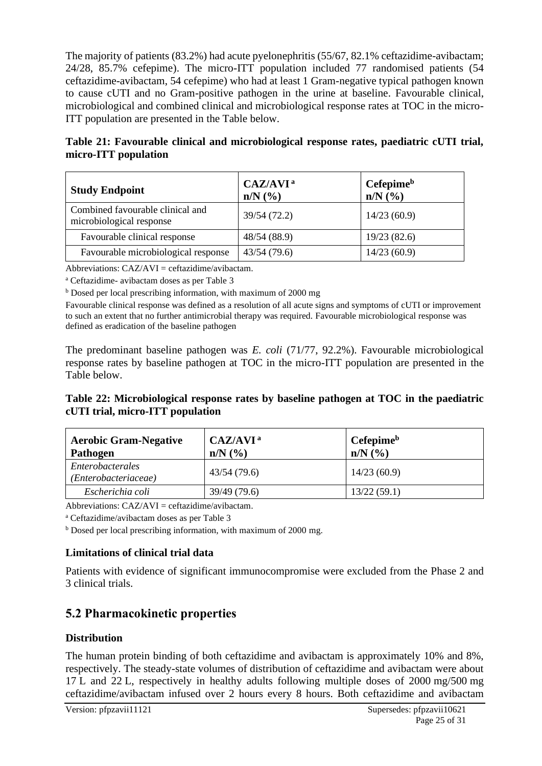The majority of patients (83.2%) had acute pyelonephritis (55/67, 82.1% ceftazidime-avibactam; 24/28, 85.7% cefepime). The micro-ITT population included 77 randomised patients (54 ceftazidime-avibactam, 54 cefepime) who had at least 1 Gram-negative typical pathogen known to cause cUTI and no Gram-positive pathogen in the urine at baseline. Favourable clinical, microbiological and combined clinical and microbiological response rates at TOC in the micro-ITT population are presented in the Table below.

**Table 21: Favourable clinical and microbiological response rates, paediatric cUTI trial, micro-ITT population**

| Study Endpoint | CAZ/AVI [a] n/N (%) | Cefepime[b] n/N (%) |
|---|---|---|
| Combined favourable clinical and microbiological response | 39/54 (72.2) | 14/23 (60.9) |
| Favourable clinical response | 48/54 (88.9) | 19/23 (82.6) |
| Favourable microbiological response | 43/54 (79.6) | 14/23 (60.9) |

Abbreviations: CAZ/AVI = ceftazidime/avibactam.

[a] Ceftazidime- avibactam doses as per Table 3

[b] Dosed per local prescribing information, with maximum of 2000 mg

Favourable clinical response was defined as a resolution of all acute signs and symptoms of cUTI or improvement to such an extent that no further antimicrobial therapy was required. Favourable microbiological response was defined as eradication of the baseline pathogen

The predominant baseline pathogen was *E. coli* (71/77, 92.2%). Favourable microbiological response rates by baseline pathogen at TOC in the micro-ITT population are presented in the Table below.

**Table 22: Microbiological response rates by baseline pathogen at TOC in the paediatric cUTI trial, micro-ITT population**

| Aerobic Gram-Negative Pathogen | CAZ/AVI [a] n/N (%) | Cefepime[b] n/N (%) |
|---|---|---|
| *Enterobacterales (Enterobacteriaceae)* | 43/54 (79.6) | 14/23 (60.9) |
| *Escherichia coli* | 39/49 (79.6) | 13/22 (59.1) |

Abbreviations: CAZ/AVI = ceftazidime/avibactam.

[a] Ceftazidime/avibactam doses as per Table 3

[b] Dosed per local prescribing information, with maximum of 2000 mg.

### Limitations of clinical trial data

Patients with evidence of significant immunocompromise were excluded from the Phase 2 and 3 clinical trials.

## 5.2 Pharmacokinetic properties

### Distribution

The human protein binding of both ceftazidime and avibactam is approximately 10% and 8%, respectively. The steady-state volumes of distribution of ceftazidime and avibactam were about 17 L and 22 L, respectively in healthy adults following multiple doses of 2000 mg/500 mg ceftazidime/avibactam infused over 2 hours every 8 hours. Both ceftazidime and avibactam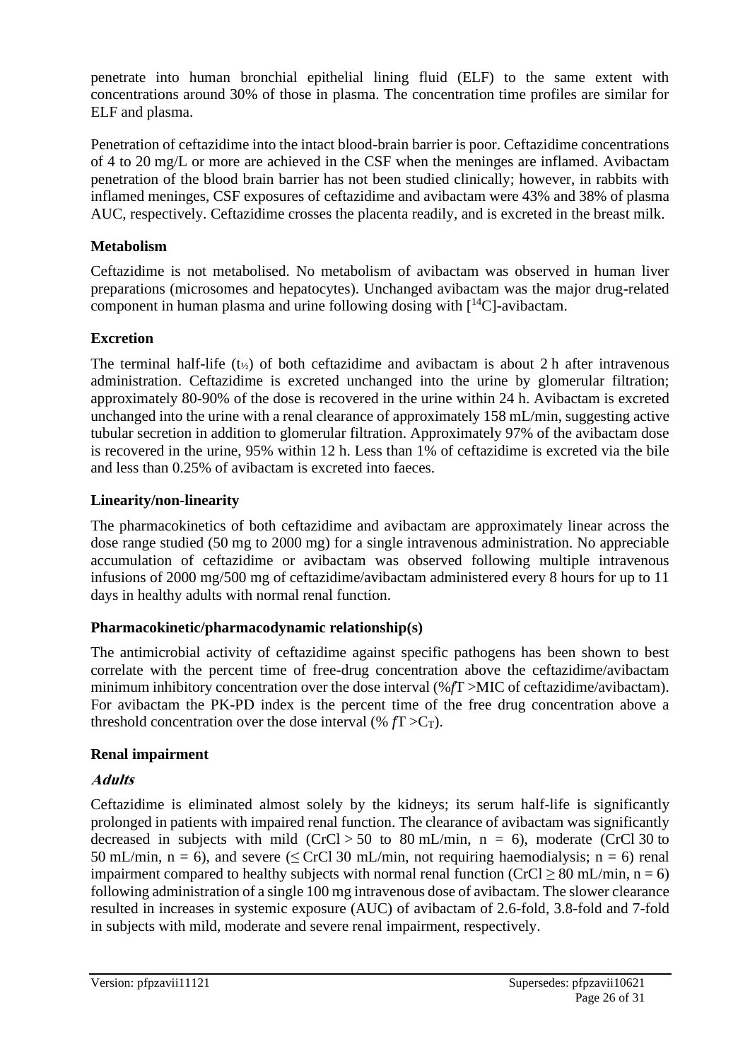penetrate into human bronchial epithelial lining fluid (ELF) to the same extent with concentrations around 30% of those in plasma. The concentration time profiles are similar for ELF and plasma.

Penetration of ceftazidime into the intact blood-brain barrier is poor. Ceftazidime concentrations of 4 to 20 mg/L or more are achieved in the CSF when the meninges are inflamed. Avibactam penetration of the blood brain barrier has not been studied clinically; however, in rabbits with inflamed meninges, CSF exposures of ceftazidime and avibactam were 43% and 38% of plasma AUC, respectively. Ceftazidime crosses the placenta readily, and is excreted in the breast milk.

**Metabolism**

Ceftazidime is not metabolised. No metabolism of avibactam was observed in human liver preparations (microsomes and hepatocytes). Unchanged avibactam was the major drug-related component in human plasma and urine following dosing with [$^{14}$C]-avibactam.

**Excretion**

The terminal half-life ($t_{½}$) of both ceftazidime and avibactam is about 2 h after intravenous administration. Ceftazidime is excreted unchanged into the urine by glomerular filtration; approximately 80-90% of the dose is recovered in the urine within 24 h. Avibactam is excreted unchanged into the urine with a renal clearance of approximately 158 mL/min, suggesting active tubular secretion in addition to glomerular filtration. Approximately 97% of the avibactam dose is recovered in the urine, 95% within 12 h. Less than 1% of ceftazidime is excreted via the bile and less than 0.25% of avibactam is excreted into faeces.

**Linearity/non-linearity**

The pharmacokinetics of both ceftazidime and avibactam are approximately linear across the dose range studied (50 mg to 2000 mg) for a single intravenous administration. No appreciable accumulation of ceftazidime or avibactam was observed following multiple intravenous infusions of 2000 mg/500 mg of ceftazidime/avibactam administered every 8 hours for up to 11 days in healthy adults with normal renal function.

**Pharmacokinetic/pharmacodynamic relationship(s)**

The antimicrobial activity of ceftazidime against specific pathogens has been shown to best correlate with the percent time of free-drug concentration above the ceftazidime/avibactam minimum inhibitory concentration over the dose interval (%*f*T >MIC of ceftazidime/avibactam). For avibactam the PK-PD index is the percent time of the free drug concentration above a threshold concentration over the dose interval (% *f*T >$C_T$).

**Renal impairment**

***Adults***

Ceftazidime is eliminated almost solely by the kidneys; its serum half-life is significantly prolonged in patients with impaired renal function. The clearance of avibactam was significantly decreased in subjects with mild (CrCl > 50 to 80 mL/min, n = 6), moderate (CrCl 30 to 50 mL/min, n = 6), and severe (≤ CrCl 30 mL/min, not requiring haemodialysis; n = 6) renal impairment compared to healthy subjects with normal renal function (CrCl ≥ 80 mL/min, n = 6) following administration of a single 100 mg intravenous dose of avibactam. The slower clearance resulted in increases in systemic exposure (AUC) of avibactam of 2.6-fold, 3.8-fold and 7-fold in subjects with mild, moderate and severe renal impairment, respectively.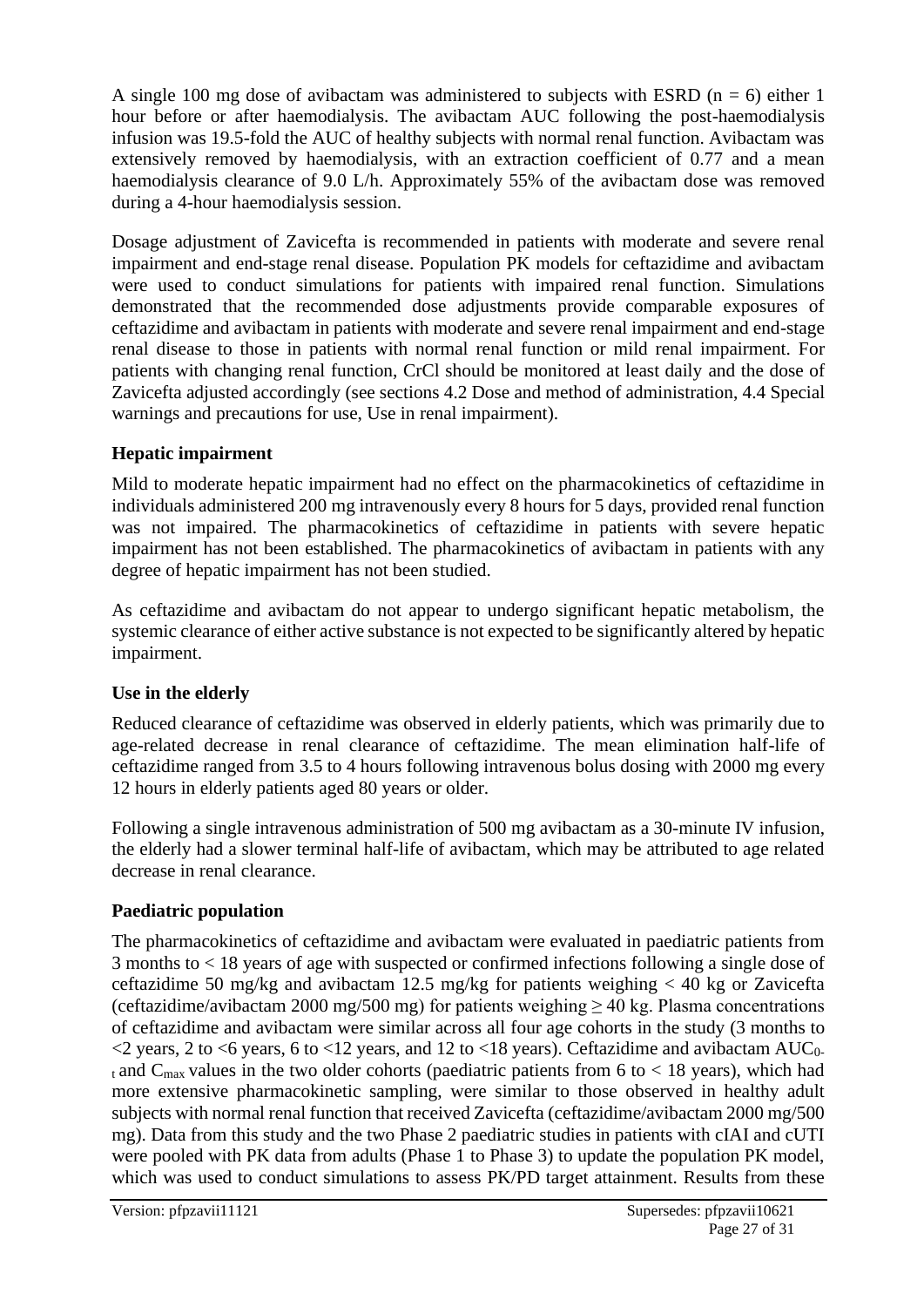A single 100 mg dose of avibactam was administered to subjects with ESRD (n = 6) either 1 hour before or after haemodialysis. The avibactam AUC following the post-haemodialysis infusion was 19.5-fold the AUC of healthy subjects with normal renal function. Avibactam was extensively removed by haemodialysis, with an extraction coefficient of 0.77 and a mean haemodialysis clearance of 9.0 L/h. Approximately 55% of the avibactam dose was removed during a 4-hour haemodialysis session.

Dosage adjustment of Zavicefta is recommended in patients with moderate and severe renal impairment and end-stage renal disease. Population PK models for ceftazidime and avibactam were used to conduct simulations for patients with impaired renal function. Simulations demonstrated that the recommended dose adjustments provide comparable exposures of ceftazidime and avibactam in patients with moderate and severe renal impairment and end-stage renal disease to those in patients with normal renal function or mild renal impairment. For patients with changing renal function, CrCl should be monitored at least daily and the dose of Zavicefta adjusted accordingly (see sections 4.2 Dose and method of administration, 4.4 Special warnings and precautions for use, Use in renal impairment).

**Hepatic impairment**

Mild to moderate hepatic impairment had no effect on the pharmacokinetics of ceftazidime in individuals administered 200 mg intravenously every 8 hours for 5 days, provided renal function was not impaired. The pharmacokinetics of ceftazidime in patients with severe hepatic impairment has not been established. The pharmacokinetics of avibactam in patients with any degree of hepatic impairment has not been studied.

As ceftazidime and avibactam do not appear to undergo significant hepatic metabolism, the systemic clearance of either active substance is not expected to be significantly altered by hepatic impairment.

**Use in the elderly**

Reduced clearance of ceftazidime was observed in elderly patients, which was primarily due to age-related decrease in renal clearance of ceftazidime. The mean elimination half-life of ceftazidime ranged from 3.5 to 4 hours following intravenous bolus dosing with 2000 mg every 12 hours in elderly patients aged 80 years or older.

Following a single intravenous administration of 500 mg avibactam as a 30-minute IV infusion, the elderly had a slower terminal half-life of avibactam, which may be attributed to age related decrease in renal clearance.

**Paediatric population**

The pharmacokinetics of ceftazidime and avibactam were evaluated in paediatric patients from 3 months to < 18 years of age with suspected or confirmed infections following a single dose of ceftazidime 50 mg/kg and avibactam 12.5 mg/kg for patients weighing < 40 kg or Zavicefta (ceftazidime/avibactam 2000 mg/500 mg) for patients weighing ≥ 40 kg. Plasma concentrations of ceftazidime and avibactam were similar across all four age cohorts in the study (3 months to <2 years, 2 to <6 years, 6 to <12 years, and 12 to <18 years). Ceftazidime and avibactam $AUC_{0-t}$ and $C_{max}$ values in the two older cohorts (paediatric patients from 6 to < 18 years), which had more extensive pharmacokinetic sampling, were similar to those observed in healthy adult subjects with normal renal function that received Zavicefta (ceftazidime/avibactam 2000 mg/500 mg). Data from this study and the two Phase 2 paediatric studies in patients with cIAI and cUTI were pooled with PK data from adults (Phase 1 to Phase 3) to update the population PK model, which was used to conduct simulations to assess PK/PD target attainment. Results from these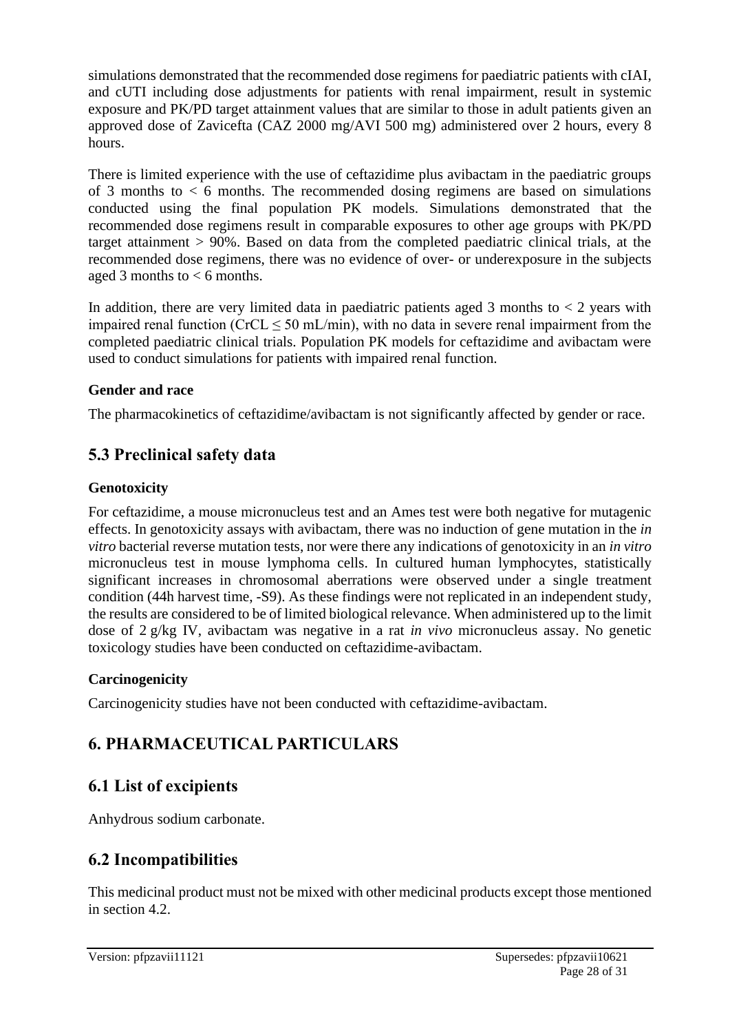simulations demonstrated that the recommended dose regimens for paediatric patients with cIAI, and cUTI including dose adjustments for patients with renal impairment, result in systemic exposure and PK/PD target attainment values that are similar to those in adult patients given an approved dose of Zavicefta (CAZ 2000 mg/AVI 500 mg) administered over 2 hours, every 8 hours.

There is limited experience with the use of ceftazidime plus avibactam in the paediatric groups of 3 months to < 6 months. The recommended dosing regimens are based on simulations conducted using the final population PK models. Simulations demonstrated that the recommended dose regimens result in comparable exposures to other age groups with PK/PD target attainment > 90%. Based on data from the completed paediatric clinical trials, at the recommended dose regimens, there was no evidence of over- or underexposure in the subjects aged 3 months to < 6 months.

In addition, there are very limited data in paediatric patients aged 3 months to < 2 years with impaired renal function (CrCL ≤ 50 mL/min), with no data in severe renal impairment from the completed paediatric clinical trials. Population PK models for ceftazidime and avibactam were used to conduct simulations for patients with impaired renal function.

**Gender and race**

The pharmacokinetics of ceftazidime/avibactam is not significantly affected by gender or race.

## 5.3 Preclinical safety data

**Genotoxicity**

For ceftazidime, a mouse micronucleus test and an Ames test were both negative for mutagenic effects. In genotoxicity assays with avibactam, there was no induction of gene mutation in the *in vitro* bacterial reverse mutation tests, nor were there any indications of genotoxicity in an *in vitro* micronucleus test in mouse lymphoma cells. In cultured human lymphocytes, statistically significant increases in chromosomal aberrations were observed under a single treatment condition (44h harvest time, -S9). As these findings were not replicated in an independent study, the results are considered to be of limited biological relevance. When administered up to the limit dose of 2 g/kg IV, avibactam was negative in a rat *in vivo* micronucleus assay. No genetic toxicology studies have been conducted on ceftazidime-avibactam.

**Carcinogenicity**

Carcinogenicity studies have not been conducted with ceftazidime-avibactam.

# 6. PHARMACEUTICAL PARTICULARS

## 6.1 List of excipients

Anhydrous sodium carbonate.

## 6.2 Incompatibilities

This medicinal product must not be mixed with other medicinal products except those mentioned in section 4.2.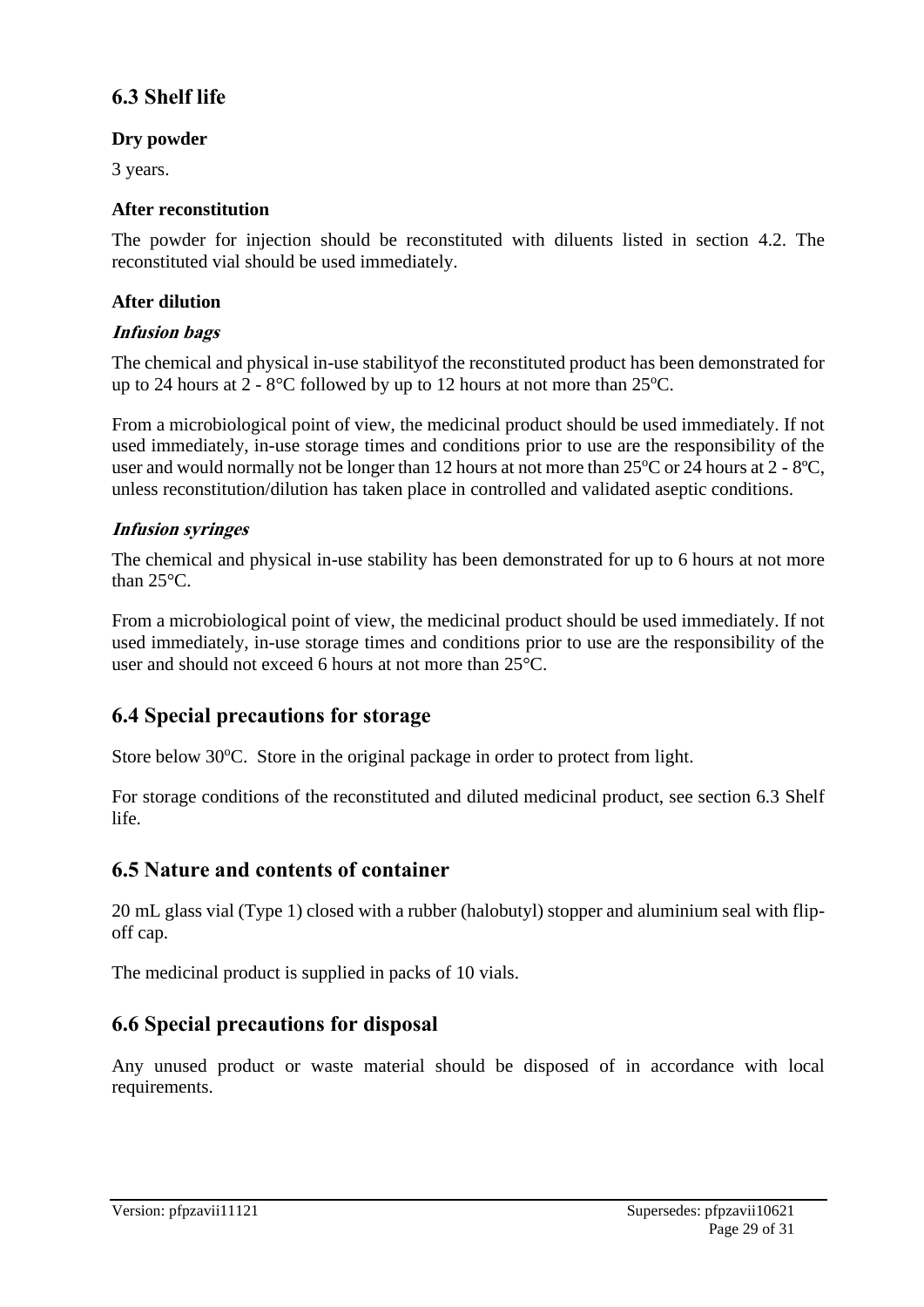## 6.3 Shelf life

**Dry powder**

3 years.

**After reconstitution**

The powder for injection should be reconstituted with diluents listed in section 4.2. The reconstituted vial should be used immediately.

**After dilution**

***Infusion bags***

The chemical and physical in-use stabilityof the reconstituted product has been demonstrated for up to 24 hours at 2 - 8°C followed by up to 12 hours at not more than 25ºC.

From a microbiological point of view, the medicinal product should be used immediately. If not used immediately, in-use storage times and conditions prior to use are the responsibility of the user and would normally not be longer than 12 hours at not more than 25ºC or 24 hours at 2 - 8ºC, unless reconstitution/dilution has taken place in controlled and validated aseptic conditions.

***Infusion syringes***

The chemical and physical in-use stability has been demonstrated for up to 6 hours at not more than 25°C.

From a microbiological point of view, the medicinal product should be used immediately. If not used immediately, in-use storage times and conditions prior to use are the responsibility of the user and should not exceed 6 hours at not more than 25°C.

## 6.4 Special precautions for storage

Store below 30ºC. Store in the original package in order to protect from light.

For storage conditions of the reconstituted and diluted medicinal product, see section 6.3 Shelf life.

## 6.5 Nature and contents of container

20 mL glass vial (Type 1) closed with a rubber (halobutyl) stopper and aluminium seal with flip-off cap.

The medicinal product is supplied in packs of 10 vials.

## 6.6 Special precautions for disposal

Any unused product or waste material should be disposed of in accordance with local requirements.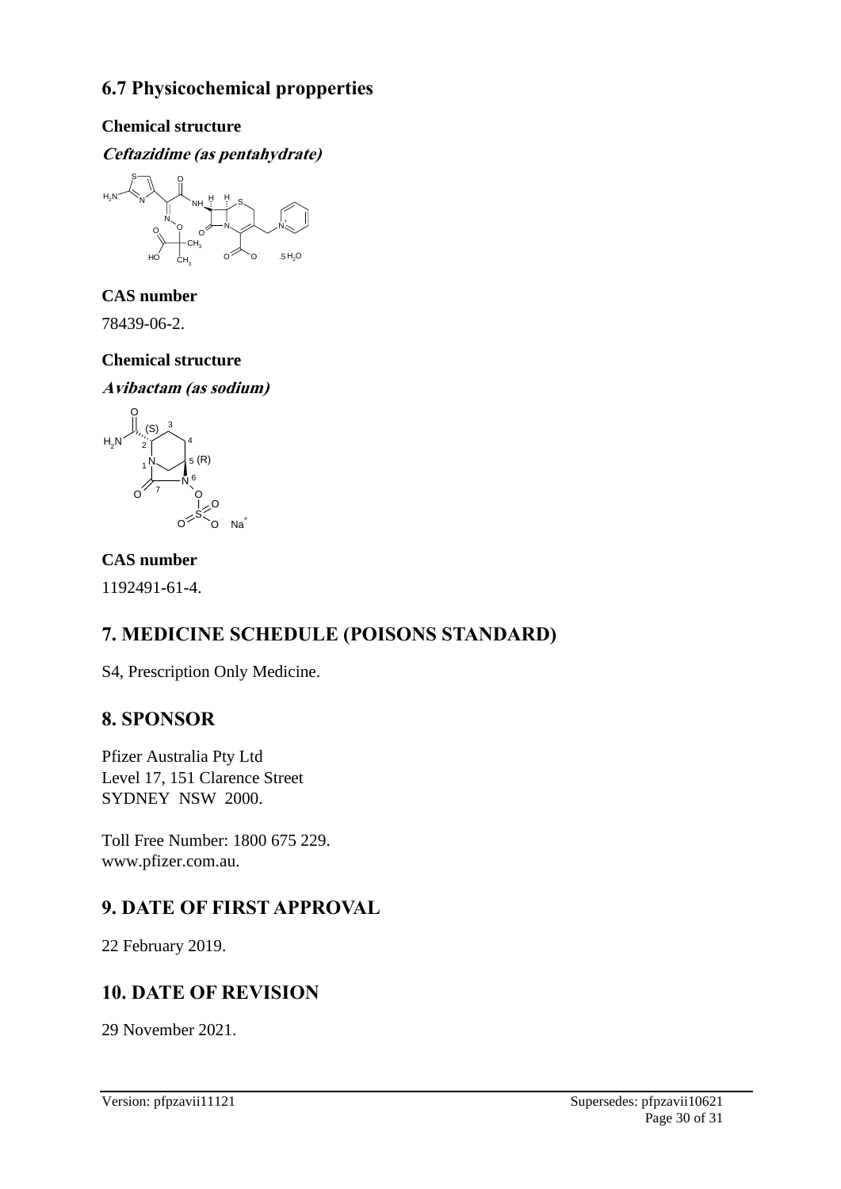## 6.7 Physicochemical propperties

**Chemical structure**

***Ceftazidime (as pentahydrate)***

**CAS number**

78439-06-2.

**Chemical structure**

***Avibactam (as sodium)***

**CAS number**

1192491-61-4.

# 7. MEDICINE SCHEDULE (POISONS STANDARD)

S4, Prescription Only Medicine.

# 8. SPONSOR

Pfizer Australia Pty Ltd
Level 17, 151 Clarence Street
SYDNEY NSW 2000.

Toll Free Number: 1800 675 229.
www.pfizer.com.au.

# 9. DATE OF FIRST APPROVAL

22 February 2019.

# 10. DATE OF REVISION

29 November 2021.

Version: pfpzavii11121 Supersedes: pfpzavii10621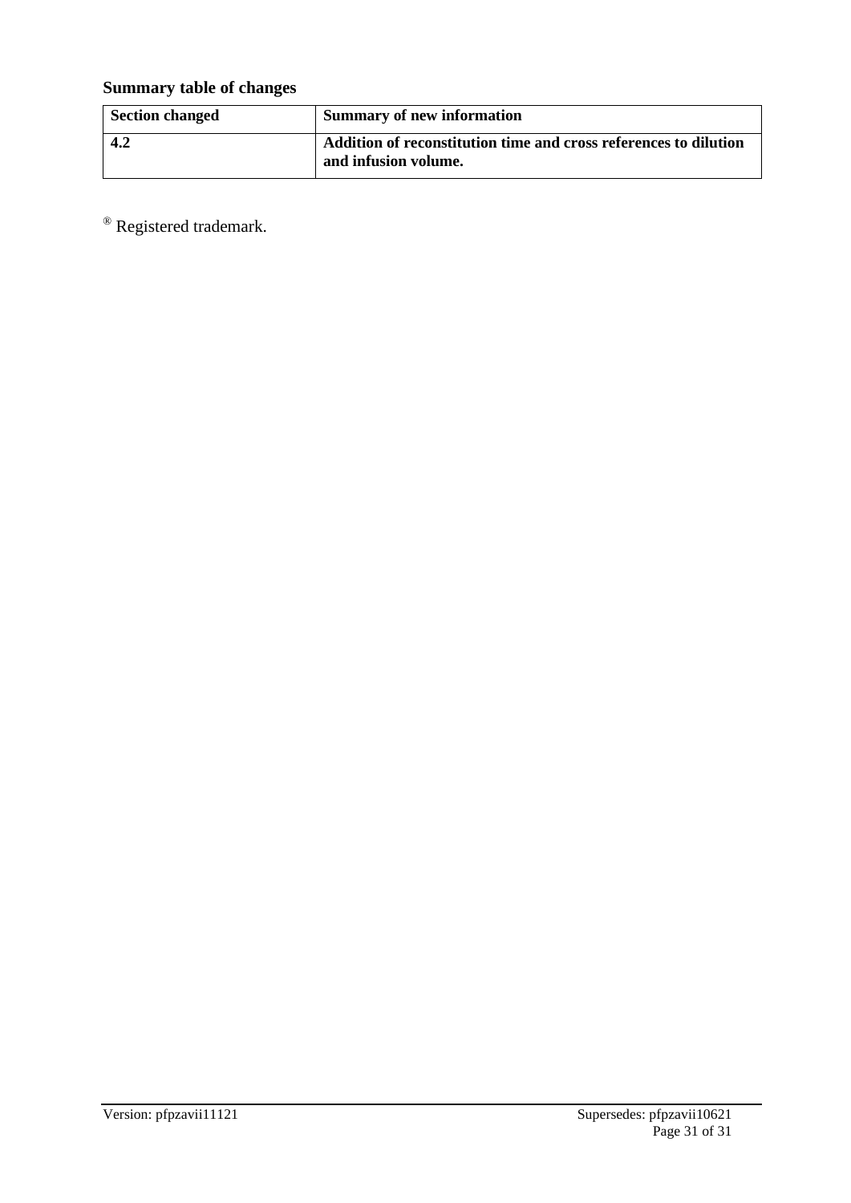## Summary table of changes

| Section changed | Summary of new information |
| --- | --- |
| **4.2** | **Addition of reconstitution time and cross references to dilution and infusion volume.** |

® Registered trademark.